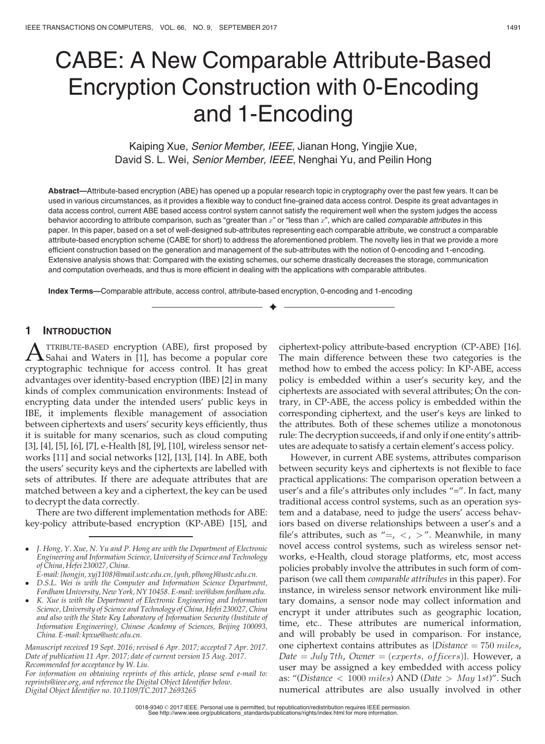# CABE: A New Comparable Attribute-Based Encryption Construction with 0-Encoding and 1-Encoding

Kaiping Xue, *Senior Member, IEEE*, Jianan Hong, Yingjie Xue, David S. L. Wei, *Senior Member, IEEE*, Nenghai Yu, and Peilin Hong

**Abstract**—Attribute-based encryption (ABE) has opened up a popular research topic in cryptography over the past few years. It can be used in various circumstances, as it provides a flexible way to conduct fine-grained data access control. Despite its great advantages in data access control, current ABE based access control system cannot satisfy the requirement well when the system judges the access behavior according to attribute comparison, such as "greater than $x$" or "less than $x$", which are called *comparable attributes* in this paper. In this paper, based on a set of well-designed sub-attributes representing each comparable attribute, we construct a comparable attribute-based encryption scheme (CABE for short) to address the aforementioned problem. The novelty lies in that we provide a more efficient construction based on the generation and management of the sub-attributes with the notion of 0-encoding and 1-encoding. Extensive analysis shows that: Compared with the existing schemes, our scheme drastically decreases the storage, communication and computation overheads, and thus is more efficient in dealing with the applications with comparable attributes.

**Index Terms**—Comparable attribute, access control, attribute-based encryption, 0-encoding and 1-encoding

## 1 Introduction

Attribute-based encryption (ABE), first proposed by Sahai and Waters in [1], has become a popular core cryptographic technique for access control. It has great advantages over identity-based encryption (IBE) [2] in many kinds of complex communication environments: Instead of encrypting data under the intended users' public keys in IBE, it implements flexible management of association between ciphertexts and users' security keys efficiently, thus it is suitable for many scenarios, such as cloud computing [3], [4], [5], [6], [7], e-Health [8], [9], [10], wireless sensor networks [11] and social networks [12], [13], [14]. In ABE, both the users' security keys and the ciphertexts are labelled with sets of attributes. If there are adequate attributes that are matched between a key and a ciphertext, the key can be used to decrypt the data correctly.

There are two different implementation methods for ABE: key-policy attribute-based encryption (KP-ABE) [15], and ciphertext-policy attribute-based encryption (CP-ABE) [16]. The main difference between these two categories is the method how to embed the access policy: In KP-ABE, access policy is embedded within a user's security key, and the ciphertexts are associated with several attributes; On the contrary, in CP-ABE, the access policy is embedded within the corresponding ciphertext, and the user's keys are linked to the attributes. Both of these schemes utilize a monotonous rule: The decryption succeeds, if and only if one entity's attributes are adequate to satisfy a certain element's access policy.

However, in current ABE systems, attributes comparison between security keys and ciphertexts is not flexible to face practical applications: The comparison operation between a user's and a file's attributes only includes "=". In fact, many traditional access control systems, such as an operation system and a database, need to judge the users' access behaviors based on diverse relationships between a user's and a file's attributes, such as "$=, <, >$". Meanwhile, in many novel access control systems, such as wireless sensor networks, e-Health, cloud storage platforms, etc, most access policies probably involve the attributes in such form of comparison (we call them *comparable attributes* in this paper). For instance, in wireless sensor network environment like military domains, a sensor node may collect information and encrypt it under attributes such as geographic location, time, etc.. These attributes are numerical information, and will probably be used in comparison. For instance, one ciphertext contains attributes as {*Distance* $= 750$ *miles*, *Date* $=$ *July 7th*, *Owner* $=$ (*experts, officers*)}. However, a user may be assigned a key embedded with access policy as: "(*Distance* $< 1000$ *miles*) AND (*Date* $>$ *May 1st*)". Such numerical attributes are also usually involved in other

---

- J. Hong, Y. Xue, N. Yu and P. Hong are with the Department of Electronic Engineering and Information Science, University of Science and Technology of China, Hefei 230027, China. E-mail: {hongjn, xyj1108}@mail.ustc.edu.cn, {ynh, plhong}@ustc.edu.cn.
- D.S.L. Wei is with the Computer and Information Science Department, Fordham University, New York, NY 10458. E-mail: wei@dsm.fordham.edu.
- K. Xue is with the Department of Electronic Engineering and Information Science, University of Science and Technology of China, Hefei 230027, China and also with the State Key Laboratory of Information Security (Institute of Information Engineering), Chinese Academy of Sciences, Beijing 100093, China. E-mail: kpxue@ustc.edu.cn.

*Manuscript received 19 Sept. 2016; revised 6 Apr. 2017; accepted 7 Apr. 2017. Date of publication 11 Apr. 2017; date of current version 15 Aug. 2017. Recommended for acceptance by W. Liu.*
*For information on obtaining reprints of this article, please send e-mail to: reprints@ieee.org, and reference the Digital Object Identifier below.*
*Digital Object Identifier no. 10.1109/TC.2017.2693265*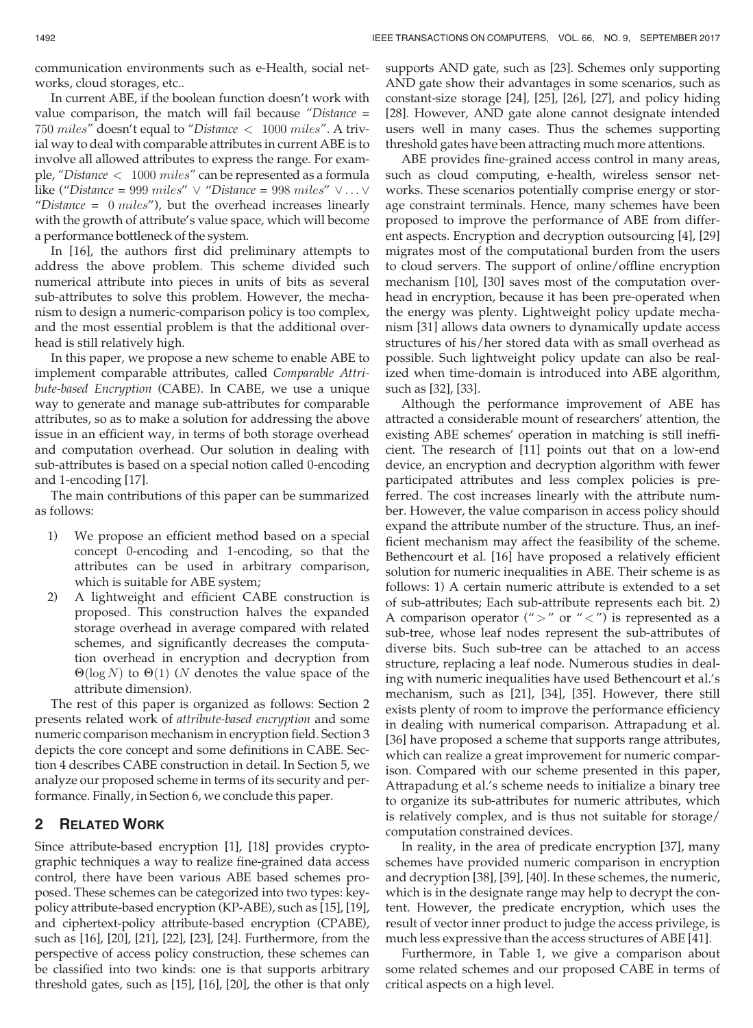communication environments such as e-Health, social networks, cloud storages, etc..

In current ABE, if the boolean function doesn't work with value comparison, the match will fail because *"Distance* = $750$ *miles"* doesn't equal to *"Distance* $<$ $1000$ *miles"*. A trivial way to deal with comparable attributes in current ABE is to involve all allowed attributes to express the range. For example, *"Distance* $<$ $1000$ *miles"* can be represented as a formula like (*"Distance* = $999$ *miles"* $\vee$ *"Distance* = $998$ *miles"* $\vee \ldots \vee$ *"Distance* = $0$ *miles"*), but the overhead increases linearly with the growth of attribute's value space, which will become a performance bottleneck of the system.

In [16], the authors first did preliminary attempts to address the above problem. This scheme divided such numerical attribute into pieces in units of bits as several sub-attributes to solve this problem. However, the mechanism to design a numeric-comparison policy is too complex, and the most essential problem is that the additional overhead is still relatively high.

In this paper, we propose a new scheme to enable ABE to implement comparable attributes, called *Comparable Attribute-based Encryption* (CABE). In CABE, we use a unique way to generate and manage sub-attributes for comparable attributes, so as to make a solution for addressing the above issue in an efficient way, in terms of both storage overhead and computation overhead. Our solution in dealing with sub-attributes is based on a special notion called 0-encoding and 1-encoding [17].

The main contributions of this paper can be summarized as follows:

1) We propose an efficient method based on a special concept 0-encoding and 1-encoding, so that the attributes can be used in arbitrary comparison, which is suitable for ABE system;
2) A lightweight and efficient CABE construction is proposed. This construction halves the expanded storage overhead in average compared with related schemes, and significantly decreases the computation overhead in encryption and decryption from $\Theta(\log N)$ to $\Theta(1)$ ($N$ denotes the value space of the attribute dimension).

The rest of this paper is organized as follows: Section 2 presents related work of *attribute-based encryption* and some numeric comparison mechanism in encryption field. Section 3 depicts the core concept and some definitions in CABE. Section 4 describes CABE construction in detail. In Section 5, we analyze our proposed scheme in terms of its security and performance. Finally, in Section 6, we conclude this paper.

## 2 Related Work

Since attribute-based encryption [1], [18] provides cryptographic techniques a way to realize fine-grained data access control, there have been various ABE based schemes proposed. These schemes can be categorized into two types: key-policy attribute-based encryption (KP-ABE), such as [15], [19], and ciphertext-policy attribute-based encryption (CPABE), such as [16], [20], [21], [22], [23], [24]. Furthermore, from the perspective of access policy construction, these schemes can be classified into two kinds: one is that supports arbitrary threshold gates, such as [15], [16], [20], the other is that only supports AND gate, such as [23]. Schemes only supporting AND gate show their advantages in some scenarios, such as constant-size storage [24], [25], [26], [27], and policy hiding [28]. However, AND gate alone cannot designate intended users well in many cases. Thus the schemes supporting threshold gates have been attracting much more attentions.

ABE provides fine-grained access control in many areas, such as cloud computing, e-health, wireless sensor networks. These scenarios potentially comprise energy or storage constraint terminals. Hence, many schemes have been proposed to improve the performance of ABE from different aspects. Encryption and decryption outsourcing [4], [29] migrates most of the computational burden from the users to cloud servers. The support of online/offline encryption mechanism [10], [30] saves most of the computation overhead in encryption, because it has been pre-operated when the energy was plenty. Lightweight policy update mechanism [31] allows data owners to dynamically update access structures of his/her stored data with as small overhead as possible. Such lightweight policy update can also be realized when time-domain is introduced into ABE algorithm, such as [32], [33].

Although the performance improvement of ABE has attracted a considerable mount of researchers' attention, the existing ABE schemes' operation in matching is still inefficient. The research of [11] points out that on a low-end device, an encryption and decryption algorithm with fewer participated attributes and less complex policies is preferred. The cost increases linearly with the attribute number. However, the value comparison in access policy should expand the attribute number of the structure. Thus, an inefficient mechanism may affect the feasibility of the scheme. Bethencourt et al. [16] have proposed a relatively efficient solution for numeric inequalities in ABE. Their scheme is as follows: 1) A certain numeric attribute is extended to a set of sub-attributes; Each sub-attribute represents each bit. 2) A comparison operator ("$>$" or "$<$") is represented as a sub-tree, whose leaf nodes represent the sub-attributes of diverse bits. Such sub-tree can be attached to an access structure, replacing a leaf node. Numerous studies in dealing with numeric inequalities have used Bethencourt et al.'s mechanism, such as [21], [34], [35]. However, there still exists plenty of room to improve the performance efficiency in dealing with numerical comparison. Attrapadung et al. [36] have proposed a scheme that supports range attributes, which can realize a great improvement for numeric comparison. Compared with our scheme presented in this paper, Attrapadung et al.'s scheme needs to initialize a binary tree to organize its sub-attributes for numeric attributes, which is relatively complex, and is thus not suitable for storage/computation constrained devices.

In reality, in the area of predicate encryption [37], many schemes have provided numeric comparison in encryption and decryption [38], [39], [40]. In these schemes, the numeric, which is in the designate range may help to decrypt the content. However, the predicate encryption, which uses the result of vector inner product to judge the access privilege, is much less expressive than the access structures of ABE [41].

Furthermore, in Table 1, we give a comparison about some related schemes and our proposed CABE in terms of critical aspects on a high level.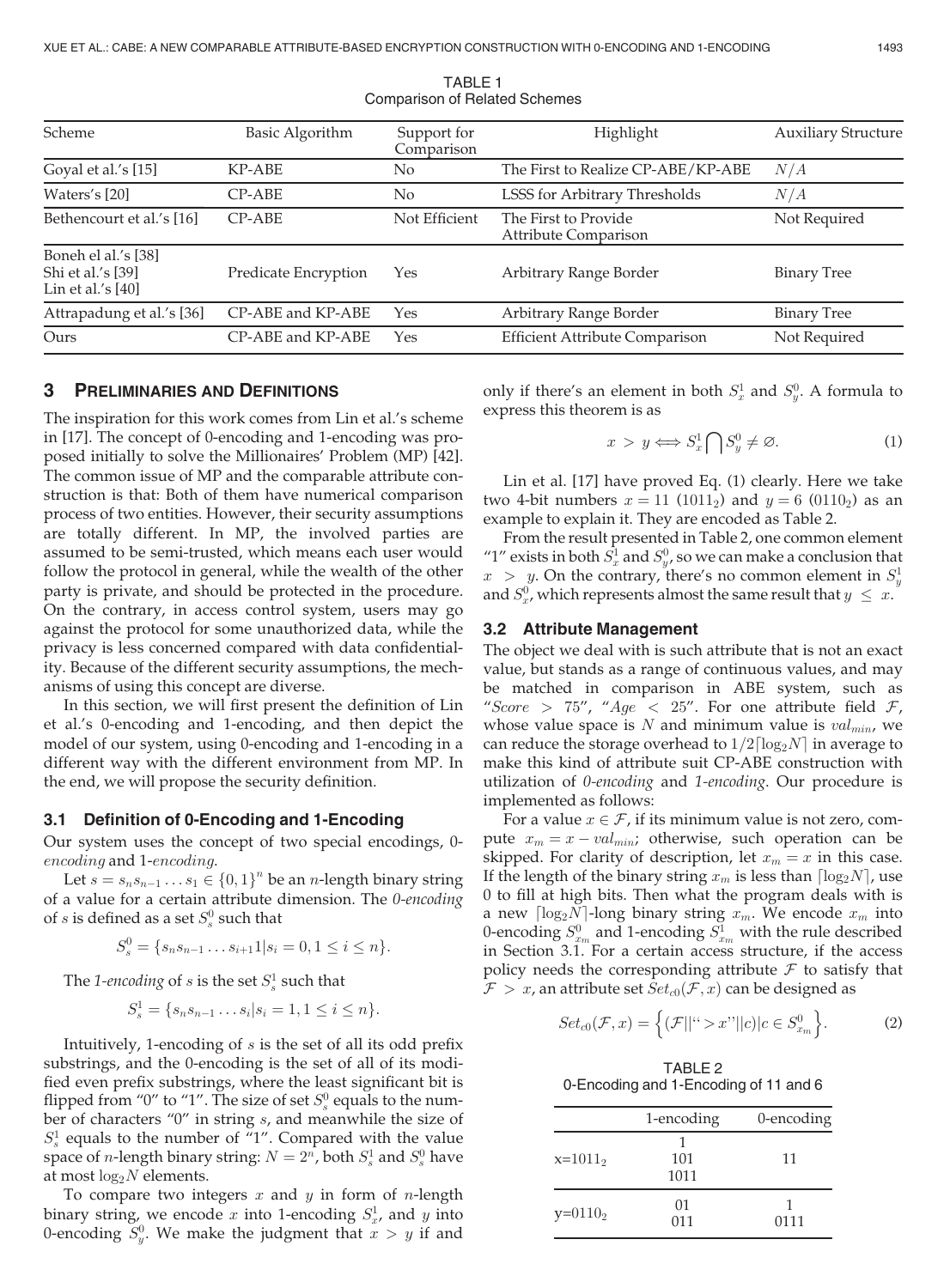TABLE 1
Comparison of Related Schemes

| Scheme | Basic Algorithm | Support for Comparison | Highlight | Auxiliary Structure |
| --- | --- | --- | --- | --- |
| Goyal et al.'s [15] | KP-ABE | No | The First to Realize CP-ABE/KP-ABE | $N/A$ |
| Waters's [20] | CP-ABE | No | LSSS for Arbitrary Thresholds | $N/A$ |
| Bethencourt et al.'s [16] | CP-ABE | Not Efficient | The First to Provide Attribute Comparison | Not Required |
| Boneh el al.'s [38] Shi et al.'s [39] Lin et al.'s [40] | Predicate Encryption | Yes | Arbitrary Range Border | Binary Tree |
| Attrapadung et al.'s [36] | CP-ABE and KP-ABE | Yes | Arbitrary Range Border | Binary Tree |
| Ours | CP-ABE and KP-ABE | Yes | Efficient Attribute Comparison | Not Required |

## 3 Preliminaries and Definitions

The inspiration for this work comes from Lin et al.'s scheme in [17]. The concept of 0-encoding and 1-encoding was proposed initially to solve the Millionaires' Problem (MP) [42]. The common issue of MP and the comparable attribute construction is that: Both of them have numerical comparison process of two entities. However, their security assumptions are totally different. In MP, the involved parties are assumed to be semi-trusted, which means each user would follow the protocol in general, while the wealth of the other party is private, and should be protected in the procedure. On the contrary, in access control system, users may go against the protocol for some unauthorized data, while the privacy is less concerned compared with data confidentiality. Because of the different security assumptions, the mechanisms of using this concept are diverse.

In this section, we will first present the definition of Lin et al.'s 0-encoding and 1-encoding, and then depict the model of our system, using 0-encoding and 1-encoding in a different way with the different environment from MP. In the end, we will propose the security definition.

### 3.1 Definition of 0-Encoding and 1-Encoding

Our system uses the concept of two special encodings, *0-encoding* and *1-encoding*.

Let $s = s_n s_{n-1} \ldots s_1 \in \{0,1\}^n$ be an $n$-length binary string of a value for a certain attribute dimension. The *0-encoding* of $s$ is defined as a set $S_s^0$ such that

$$S_s^0 = \{s_n s_{n-1} \ldots s_{i+1} 1 | s_i = 0, 1 \leq i \leq n\}.$$

The *1-encoding* of $s$ is the set $S_s^1$ such that

$$S_s^1 = \{s_n s_{n-1} \ldots s_i | s_i = 1, 1 \leq i \leq n\}.$$

Intuitively, 1-encoding of $s$ is the set of all its odd prefix substrings, and the 0-encoding is the set of all of its modified even prefix substrings, where the least significant bit is flipped from "0" to "1". The size of set $S_s^0$ equals to the number of characters "0" in string $s$, and meanwhile the size of $S_s^1$ equals to the number of "1". Compared with the value space of $n$-length binary string: $N = 2^n$, both $S_s^1$ and $S_s^0$ have at most $\log_2 N$ elements.

To compare two integers $x$ and $y$ in form of $n$-length binary string, we encode $x$ into 1-encoding $S_x^1$, and $y$ into 0-encoding $S_y^0$. We make the judgment that $x > y$ if and only if there's an element in both $S_x^1$ and $S_y^0$. A formula to express this theorem is as

$$x > y \Longleftrightarrow S_x^1 \bigcap S_y^0 \neq \varnothing. \tag{1}$$

Lin et al. [17] have proved Eq. (1) clearly. Here we take two 4-bit numbers $x = 11$ $(1011_2)$ and $y = 6$ $(0110_2)$ as an example to explain it. They are encoded as Table 2.

From the result presented in Table 2, one common element "1" exists in both $S_x^1$ and $S_y^0$, so we can make a conclusion that $x > y$. On the contrary, there's no common element in $S_y^1$ and $S_x^0$, which represents almost the same result that $y \leq x$.

### 3.2 Attribute Management

The object we deal with is such attribute that is not an exact value, but stands as a range of continuous values, and may be matched in comparison in ABE system, such as "$Score > 75$", "$Age < 25$". For one attribute field $\mathcal{F}$, whose value space is $N$ and minimum value is $val_{min}$, we can reduce the storage overhead to $1/2\lceil\log_2 N\rceil$ in average to make this kind of attribute suit CP-ABE construction with utilization of *0-encoding* and *1-encoding*. Our procedure is implemented as follows:

For a value $x \in \mathcal{F}$, if its minimum value is not zero, compute $x_m = x - val_{min}$; otherwise, such operation can be skipped. For clarity of description, let $x_m = x$ in this case. If the length of the binary string $x_m$ is less than $\lceil\log_2 N\rceil$, use 0 to fill at high bits. Then what the program deals with is a new $\lceil\log_2 N\rceil$-long binary string $x_m$. We encode $x_m$ into 0-encoding $S_{x_m}^0$ and 1-encoding $S_{x_m}^1$ with the rule described in Section 3.1. For a certain access structure, if the access policy needs the corresponding attribute $\mathcal{F}$ to satisfy that $\mathcal{F} > x$, an attribute set $Set_{c0}(\mathcal{F}, x)$ can be designed as

$$Set_{c0}(\mathcal{F}, x) = \left\{(\mathcal{F}||\text{"}>x\text{"}||c) | c \in S_{x_m}^0\right\}. \tag{2}$$

TABLE 2
0-Encoding and 1-Encoding of 11 and 6

| | 1-encoding | 0-encoding |
| --- | --- | --- |
| x=$1011_2$ | 1<br>101<br>1011 | 11 |
| y=$0110_2$ | 01<br>011 | 1<br>0111 |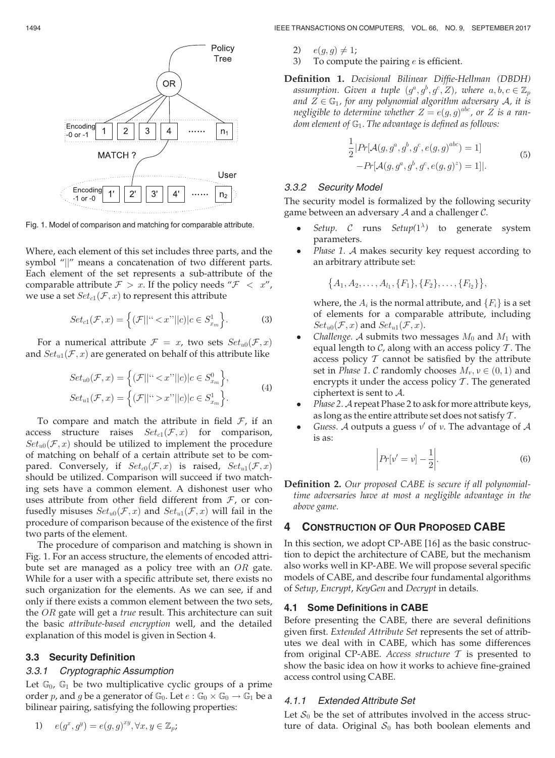Fig. 1. Model of comparison and matching for comparable attribute.

Where, each element of this set includes three parts, and the symbol "||" means a concatenation of two different parts. Each element of the set represents a sub-attribute of the comparable attribute $\mathcal{F} > x$. If the policy needs "$\mathcal{F} < x$", we use a set $Set_{c1}(\mathcal{F}, x)$ to represent this attribute

$$Set_{c1}(\mathcal{F}, x) = \Big\{(\mathcal{F})||``<x"||c)|c \in S^1_{x_m}\Big\}. \tag{3}$$

For a numerical attribute $\mathcal{F} = x$, two sets $Set_{u0}(\mathcal{F}, x)$ and $Set_{u1}(\mathcal{F}, x)$ are generated on behalf of this attribute like

$$\begin{aligned} Set_{u0}(\mathcal{F}, x) &= \Big\{(\mathcal{F})||``<x"||c)|c \in S^0_{x_m}\Big\}, \\ Set_{u1}(\mathcal{F}, x) &= \Big\{(\mathcal{F})||``>x"||c)|c \in S^1_{x_m}\Big\}. \end{aligned} \tag{4}$$

To compare and match the attribute in field $\mathcal{F}$, if an access structure raises $Set_{c1}(\mathcal{F}, x)$ for comparison, $Set_{u0}(\mathcal{F}, x)$ should be utilized to implement the procedure of matching on behalf of a certain attribute set to be compared. Conversely, if $Set_{c0}(\mathcal{F}, x)$ is raised, $Set_{u1}(\mathcal{F}, x)$ should be utilized. Comparison will succeed if two matching sets have a common element. A dishonest user who uses attribute from other field different from $\mathcal{F}$, or confusedly misuses $Set_{u0}(\mathcal{F}, x)$ and $Set_{u1}(\mathcal{F}, x)$ will fail in the procedure of comparison because of the existence of the first two parts of the element.

The procedure of comparison and matching is shown in Fig. 1. For an access structure, the elements of encoded attribute set are managed as a policy tree with an *OR* gate. While for a user with a specific attribute set, there exists no such organization for the elements. As we can see, if and only if there exists a common element between the two sets, the *OR* gate will get a *true* result. This architecture can suit the basic *attribute-based encryption* well, and the detailed explanation of this model is given in Section 4.

### 3.3 Security Definition

#### 3.3.1 Cryptographic Assumption

Let $\mathbb{G}_0$, $\mathbb{G}_1$ be two multiplicative cyclic groups of a prime order $p$, and $g$ be a generator of $\mathbb{G}_0$. Let $e : \mathbb{G}_0 \times \mathbb{G}_0 \rightarrow \mathbb{G}_1$ be a bilinear pairing, satisfying the following properties:

1) $e(g^x, g^y) = e(g,g)^{xy}, \forall x, y \in \mathbb{Z}_p$;
2) $e(g,g) \neq 1$;
3) To compute the pairing $e$ is efficient.

**Definition 1.** *Decisional Bilinear Diffie-Hellman (DBDH) assumption. Given a tuple $(g^a, g^b, g^c, Z)$, where $a, b, c \in \mathbb{Z}_p$ and $Z \in \mathbb{G}_1$, for any polynomial algorithm adversary $\mathcal{A}$, it is negligible to determine whether $Z = e(g,g)^{abc}$, or $Z$ is a random element of $\mathbb{G}_1$. The advantage is defined as follows:*

$$\begin{aligned} \frac{1}{2}|Pr[\mathcal{A}(g, g^a, g^b, g^c, e(g,g)^{abc}) = 1] \\ -Pr[\mathcal{A}(g, g^a, g^b, g^c, e(g,g)^z) = 1]|. \end{aligned} \tag{5}$$

#### 3.3.2 Security Model

The security model is formalized by the following security game between an adversary $\mathcal{A}$ and a challenger $\mathcal{C}$.

- *Setup.* $\mathcal{C}$ runs *Setup*$(1^\lambda)$ to generate system parameters.
- *Phase 1.* $\mathcal{A}$ makes security key request according to an arbitrary attribute set:

  $$\big\{A_1, A_2, \ldots, A_{l_1}, \{F_1\}, \{F_2\}, \ldots, \{F_{l_2}\}\big\},$$

  where, the $A_i$ is the normal attribute, and $\{F_i\}$ is a set of elements for a comparable attribute, including $Set_{u0}(\mathcal{F}, x)$ and $Set_{u1}(\mathcal{F}, x)$.
- *Challenge.* $\mathcal{A}$ submits two messages $M_0$ and $M_1$ with equal length to $\mathcal{C}$, along with an access policy $\mathcal{T}$. The access policy $\mathcal{T}$ cannot be satisfied by the attribute set in *Phase 1*. $\mathcal{C}$ randomly chooses $M_\nu, \nu \in (0, 1)$ and encrypts it under the access policy $\mathcal{T}$. The generated ciphertext is sent to $\mathcal{A}$.
- *Phase 2.* $\mathcal{A}$ repeat Phase 2 to ask for more attribute keys, as long as the entire attribute set does not satisfy $\mathcal{T}$.
- *Guess.* $\mathcal{A}$ outputs a guess $\nu'$ of $\nu$. The advantage of $\mathcal{A}$ is as:

  $$\left|Pr[\nu' = \nu] - \frac{1}{2}\right|. \tag{6}$$

**Definition 2.** *Our proposed CABE is secure if all polynomial-time adversaries have at most a negligible advantage in the above game.*

## 4 Construction of Our Proposed CABE

In this section, we adopt CP-ABE [16] as the basic construction to depict the architecture of CABE, but the mechanism also works well in KP-ABE. We will propose several specific models of CABE, and describe four fundamental algorithms of *Setup*, *Encrypt*, *KeyGen* and *Decrypt* in details.

### 4.1 Some Definitions in CABE

Before presenting the CABE, there are several definitions given first. *Extended Attribute Set* represents the set of attributes we deal with in CABE, which has some differences from original CP-ABE. *Access structure* $\mathcal{T}$ is presented to show the basic idea on how it works to achieve fine-grained access control using CABE.

#### 4.1.1 Extended Attribute Set

Let $\mathcal{S}_0$ be the set of attributes involved in the access structure of data. Original $\mathcal{S}_0$ has both boolean elements and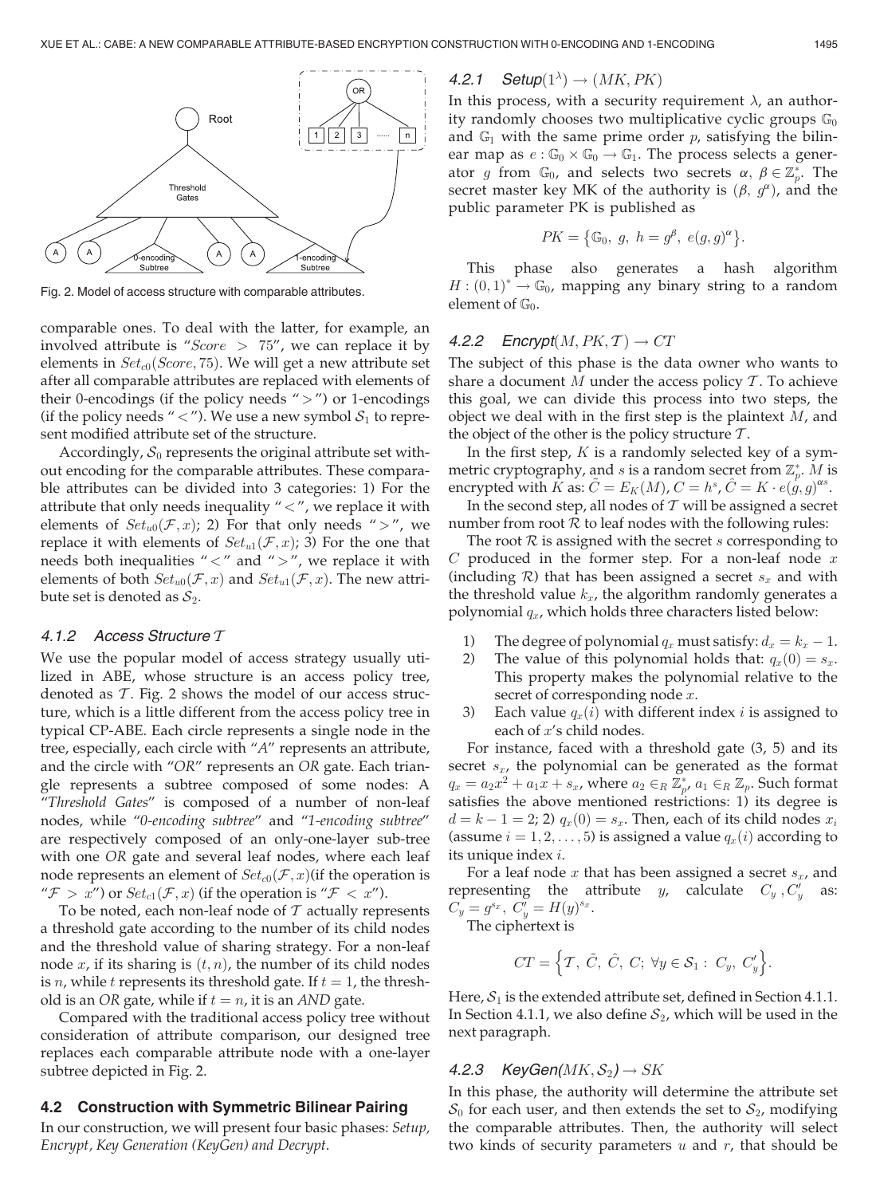Fig. 2. Model of access structure with comparable attributes.

comparable ones. To deal with the latter, for example, an involved attribute is "$Score > 75$", we can replace it by elements in $Set_{c0}(Score, 75)$. We will get a new attribute set after all comparable attributes are replaced with elements of their 0-encodings (if the policy needs "$>$") or 1-encodings (if the policy needs "$<$"). We use a new symbol $\mathcal{S}_1$ to represent modified attribute set of the structure.

Accordingly, $\mathcal{S}_0$ represents the original attribute set without encoding for the comparable attributes. These comparable attributes can be divided into 3 categories: 1) For the attribute that only needs inequality "$<$", we replace it with elements of $Set_{u0}(\mathcal{F}, x)$; 2) For that only needs "$>$", we replace it with elements of $Set_{u1}(\mathcal{F}, x)$; 3) For the one that needs both inequalities "$<$" and "$>$", we replace it with elements of both $Set_{u0}(\mathcal{F}, x)$ and $Set_{u1}(\mathcal{F}, x)$. The new attribute set is denoted as $\mathcal{S}_2$.

#### 4.1.2 Access Structure $\mathcal{T}$

We use the popular model of access strategy usually utilized in ABE, whose structure is an access policy tree, denoted as $\mathcal{T}$. Fig. 2 shows the model of our access structure, which is a little different from the access policy tree in typical CP-ABE. Each circle represents a single node in the tree, especially, each circle with "*A*" represents an attribute, and the circle with "*OR*" represents an *OR* gate. Each triangle represents a subtree composed of some nodes: A "*Threshold Gates*" is composed of a number of non-leaf nodes, while "*0-encoding subtree*" and "*1-encoding subtree*" are respectively composed of an only-one-layer sub-tree with one *OR* gate and several leaf nodes, where each leaf node represents an element of $Set_{c0}(\mathcal{F}, x)$(if the operation is "$\mathcal{F} > x$") or $Set_{c1}(\mathcal{F}, x)$ (if the operation is "$\mathcal{F} < x$").

To be noted, each non-leaf node of $\mathcal{T}$ actually represents a threshold gate according to the number of its child nodes and the threshold value of sharing strategy. For a non-leaf node $x$, if its sharing is $(t, n)$, the number of its child nodes is $n$, while $t$ represents its threshold gate. If $t = 1$, the threshold is an *OR* gate, while if $t = n$, it is an *AND* gate.

Compared with the traditional access policy tree without consideration of attribute comparison, our designed tree replaces each comparable attribute node with a one-layer subtree depicted in Fig. 2.

### 4.2 Construction with Symmetric Bilinear Pairing

In our construction, we will present four basic phases: *Setup, Encrypt, Key Generation (KeyGen) and Decrypt*.

#### 4.2.1 *Setup*$(1^\lambda) \rightarrow (MK, PK)$

In this process, with a security requirement $\lambda$, an authority randomly chooses two multiplicative cyclic groups $\mathbb{G}_0$ and $\mathbb{G}_1$ with the same prime order $p$, satisfying the bilinear map as $e : \mathbb{G}_0 \times \mathbb{G}_0 \rightarrow \mathbb{G}_1$. The process selects a generator $g$ from $\mathbb{G}_0$, and selects two secrets $\alpha, \beta \in \mathbb{Z}_p^*$. The secret master key MK of the authority is $(\beta, g^\alpha)$, and the public parameter PK is published as

$$PK = \{\mathbb{G}_0,\ g,\ h = g^\beta,\ e(g, g)^\alpha\}.$$

This phase also generates a hash algorithm $H : (0, 1)^* \rightarrow \mathbb{G}_0$, mapping any binary string to a random element of $\mathbb{G}_0$.

#### 4.2.2 *Encrypt*$(M, PK, \mathcal{T}) \rightarrow CT$

The subject of this phase is the data owner who wants to share a document $M$ under the access policy $\mathcal{T}$. To achieve this goal, we can divide this process into two steps, the object we deal with in the first step is the plaintext $M$, and the object of the other is the policy structure $\mathcal{T}$.

In the first step, $K$ is a randomly selected key of a symmetric cryptography, and $s$ is a random secret from $\mathbb{Z}_p^*$. $M$ is encrypted with $K$ as: $\tilde{C} = E_K(M)$, $C = h^s$, $\hat{C} = K \cdot e(g, g)^{\alpha s}$.

In the second step, all nodes of $\mathcal{T}$ will be assigned a secret number from root $\mathcal{R}$ to leaf nodes with the following rules:

The root $\mathcal{R}$ is assigned with the secret $s$ corresponding to $C$ produced in the former step. For a non-leaf node $x$ (including $\mathcal{R}$) that has been assigned a secret $s_x$ and with the threshold value $k_x$, the algorithm randomly generates a polynomial $q_x$, which holds three characters listed below:

1) The degree of polynomial $q_x$ must satisfy: $d_x = k_x - 1$.
2) The value of this polynomial holds that: $q_x(0) = s_x$. This property makes the polynomial relative to the secret of corresponding node $x$.
3) Each value $q_x(i)$ with different index $i$ is assigned to each of $x$'s child nodes.

For instance, faced with a threshold gate (3, 5) and its secret $s_x$, the polynomial can be generated as the format $q_x = a_2x^2 + a_1x + s_x$, where $a_2 \in_R \mathbb{Z}_p^*$, $a_1 \in_R \mathbb{Z}_p$. Such format satisfies the above mentioned restrictions: 1) its degree is $d = k - 1 = 2$; 2) $q_x(0) = s_x$. Then, each of its child nodes $x_i$ (assume $i = 1, 2, \ldots, 5$) is assigned a value $q_x(i)$ according to its unique index $i$.

For a leaf node $x$ that has been assigned a secret $s_x$, and representing the attribute $y$, calculate $C_y$, $C'_y$ as: $C_y = g^{s_x}$, $C'_y = H(y)^{s_x}$.

The ciphertext is

$$CT = \left\{\mathcal{T},\ \tilde{C},\ \hat{C},\ C;\ \forall y \in \mathcal{S}_1 :\ C_y,\ C'_y\right\}.$$

Here, $\mathcal{S}_1$ is the extended attribute set, defined in Section 4.1.1. In Section 4.1.1, we also define $\mathcal{S}_2$, which will be used in the next paragraph.

#### 4.2.3 *KeyGen*$(MK, \mathcal{S}_2) \rightarrow SK$

In this phase, the authority will determine the attribute set $\mathcal{S}_0$ for each user, and then extends the set to $\mathcal{S}_2$, modifying the comparable attributes. Then, the authority will select two kinds of security parameters $u$ and $r$, that should be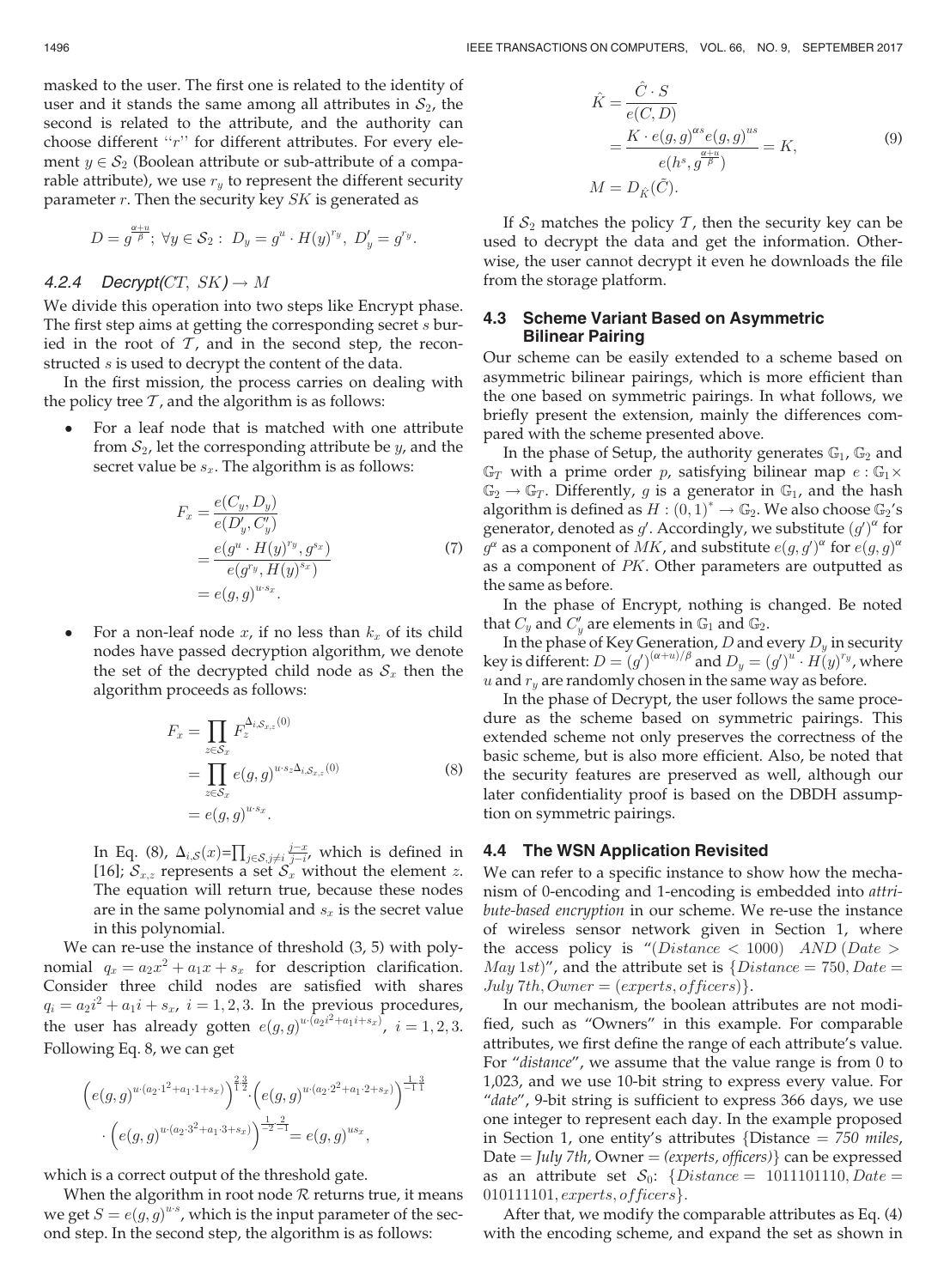masked to the user. The first one is related to the identity of user and it stands the same among all attributes in $\mathcal{S}_2$, the second is related to the attribute, and the authority can choose different "$r$" for different attributes. For every element $y \in \mathcal{S}_2$ (Boolean attribute or sub-attribute of a comparable attribute), we use $r_y$ to represent the different security parameter $r$. Then the security key $SK$ is generated as

$$D = g^{\frac{\alpha+u}{\beta}};\ \forall y \in \mathcal{S}_2:\ D_y = g^u \cdot H(y)^{r_y},\ D'_y = g^{r_y}.$$

#### 4.2.4 Decrypt($CT$, $SK$) $\rightarrow M$

We divide this operation into two steps like Encrypt phase. The first step aims at getting the corresponding secret $s$ buried in the root of $\mathcal{T}$, and in the second step, the reconstructed $s$ is used to decrypt the content of the data.

In the first mission, the process carries on dealing with the policy tree $\mathcal{T}$, and the algorithm is as follows:

- For a leaf node that is matched with one attribute from $\mathcal{S}_2$, let the corresponding attribute be $y$, and the secret value be $s_x$. The algorithm is as follows:

$$\begin{aligned} F_x &= \frac{e(C_y, D_y)}{e(D'_y, C'_y)} \\ &= \frac{e(g^u \cdot H(y)^{r_y}, g^{s_x})}{e(g^{r_y}, H(y)^{s_x})} \\ &= e(g,g)^{u \cdot s_x}. \end{aligned} \tag{7}$$

- For a non-leaf node $x$, if no less than $k_x$ of its child nodes have passed decryption algorithm, we denote the set of the decrypted child node as $\mathcal{S}_x$ then the algorithm proceeds as follows:

$$\begin{aligned} F_x &= \prod_{z \in \mathcal{S}_x} F_z^{\Delta_{i,\mathcal{S}_{x,z}}(0)} \\ &= \prod_{z \in \mathcal{S}_x} e(g,g)^{u \cdot s_z \Delta_{i,\mathcal{S}_{x,z}}(0)} \\ &= e(g,g)^{u \cdot s_x}. \end{aligned} \tag{8}$$

In Eq. (8), $\Delta_{i,\mathcal{S}}(x) = \prod_{j \in \mathcal{S}, j \neq i} \frac{j-x}{j-i}$, which is defined in [16]; $\mathcal{S}_{x,z}$ represents a set $\mathcal{S}_x$ without the element $z$. The equation will return true, because these nodes are in the same polynomial and $s_x$ is the secret value in this polynomial.

We can re-use the instance of threshold (3, 5) with polynomial $q_x = a_2x^2 + a_1x + s_x$ for description clarification. Consider three child nodes are satisfied with shares $q_i = a_2i^2 + a_1i + s_x$, $i = 1, 2, 3$. In the previous procedures, the user has already gotten $e(g,g)^{u \cdot (a_2i^2 + a_1i + s_x)}$, $i = 1, 2, 3$. Following Eq. 8, we can get

$$\begin{aligned} &\left(e(g,g)^{u \cdot (a_2 \cdot 1^2 + a_1 \cdot 1 + s_x)}\right)^{\frac{2}{1}\frac{3}{2}} \cdot \left(e(g,g)^{u \cdot (a_2 \cdot 2^2 + a_1 \cdot 2 + s_x)}\right)^{\frac{1}{-1}\frac{3}{1}} \\ &\cdot \left(e(g,g)^{u \cdot (a_2 \cdot 3^2 + a_1 \cdot 3 + s_x)}\right)^{\frac{1}{-2}\frac{2}{-1}} = e(g,g)^{us_x}, \end{aligned}$$

which is a correct output of the threshold gate.

When the algorithm in root node $\mathcal{R}$ returns true, it means we get $S = e(g,g)^{u \cdot s}$, which is the input parameter of the second step. In the second step, the algorithm is as follows:

$$\begin{aligned} \hat{K} &= \frac{\hat{C} \cdot S}{e(C, D)} \\ &= \frac{K \cdot e(g,g)^{\alpha s} e(g,g)^{us}}{e(h^s, g^{\frac{\alpha+u}{\beta}})} = K, \\ M &= D_{\hat{K}}(\tilde{C}). \end{aligned} \tag{9}$$

If $\mathcal{S}_2$ matches the policy $\mathcal{T}$, then the security key can be used to decrypt the data and get the information. Otherwise, the user cannot decrypt it even he downloads the file from the storage platform.

### 4.3 Scheme Variant Based on Asymmetric Bilinear Pairing

Our scheme can be easily extended to a scheme based on asymmetric bilinear pairings, which is more efficient than the one based on symmetric pairings. In what follows, we briefly present the extension, mainly the differences compared with the scheme presented above.

In the phase of Setup, the authority generates $\mathbb{G}_1$, $\mathbb{G}_2$ and $\mathbb{G}_T$ with a prime order $p$, satisfying bilinear map $e: \mathbb{G}_1 \times \mathbb{G}_2 \rightarrow \mathbb{G}_T$. Differently, $g$ is a generator in $\mathbb{G}_1$, and the hash algorithm is defined as $H: (0,1)^* \rightarrow \mathbb{G}_2$. We also choose $\mathbb{G}_2$'s generator, denoted as $g'$. Accordingly, we substitute $(g')^\alpha$ for $g^\alpha$ as a component of $MK$, and substitute $e(g,g')^\alpha$ for $e(g,g)^\alpha$ as a component of $PK$. Other parameters are outputted as the same as before.

In the phase of Encrypt, nothing is changed. Be noted that $C_y$ and $C'_y$ are elements in $\mathbb{G}_1$ and $\mathbb{G}_2$.

In the phase of Key Generation, $D$ and every $D_y$ in security key is different: $D = (g')^{(\alpha+u)/\beta}$ and $D_y = (g')^u \cdot H(y)^{r_y}$, where $u$ and $r_y$ are randomly chosen in the same way as before.

In the phase of Decrypt, the user follows the same procedure as the scheme based on symmetric pairings. This extended scheme not only preserves the correctness of the basic scheme, but is also more efficient. Also, be noted that the security features are preserved as well, although our later confidentiality proof is based on the DBDH assumption on symmetric pairings.

### 4.4 The WSN Application Revisited

We can refer to a specific instance to show how the mechanism of 0-encoding and 1-encoding is embedded into *attribute-based encryption* in our scheme. We re-use the instance of wireless sensor network given in Section 1, where the access policy is "$(Distance < 1000)\ \ AND\ (Date > May\ 1st)$", and the attribute set is $\{Distance = 750, Date = July\ 7th, Owner = (experts, officers)\}$.

In our mechanism, the boolean attributes are not modified, such as "Owners" in this example. For comparable attributes, we first define the range of each attribute's value. For "*distance*", we assume that the value range is from 0 to 1,023, and we use 10-bit string to express every value. For "*date*", 9-bit string is sufficient to express 366 days, we use one integer to represent each day. In the example proposed in Section 1, one entity's attributes {Distance = *750 miles*, Date = *July 7th*, Owner = *(experts, officers)*} can be expressed as an attribute set $\mathcal{S}_0$: $\{Distance = 1011101110, Date = 010111101, experts, officers\}$.

After that, we modify the comparable attributes as Eq. (4) with the encoding scheme, and expand the set as shown in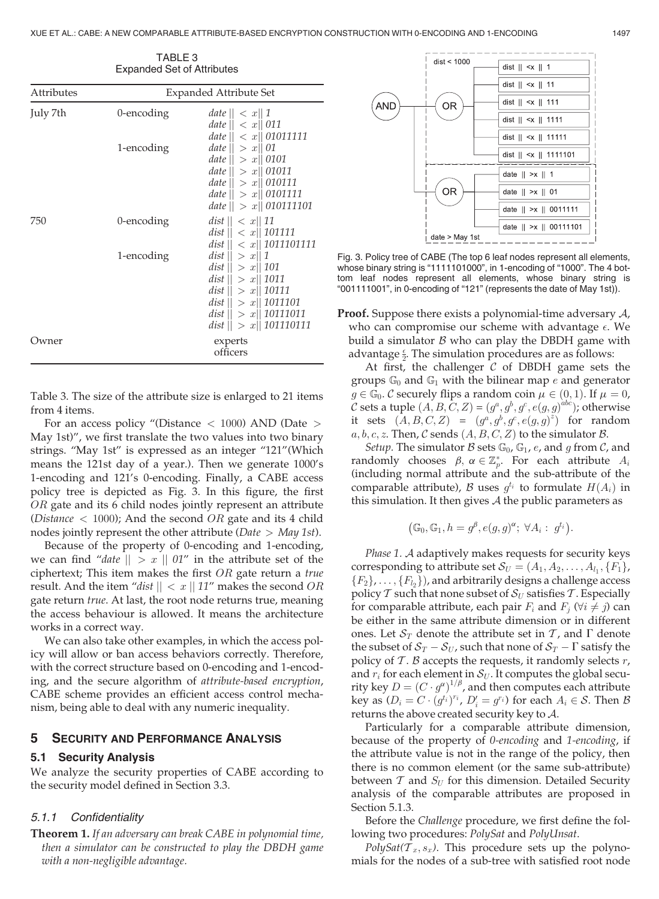TABLE 3
Expanded Set of Attributes

| Attributes | | Expanded Attribute Set |
|---|---|---|
| July 7th | 0-encoding | *date* \|\| < *x*\|\| 1 |
| | | *date* \|\| < *x*\|\| 011 |
| | | *date* \|\| < *x*\|\| 01011111 |
| | 1-encoding | *date* \|\| > *x*\|\| 01 |
| | | *date* \|\| > *x*\|\| 0101 |
| | | *date* \|\| > *x*\|\| 01011 |
| | | *date* \|\| > *x*\|\| 010111 |
| | | *date* \|\| > *x*\|\| 0101111 |
| | | *date* \|\| > *x*\|\| 010111101 |
| 750 | 0-encoding | *dist* \|\| < *x*\|\| 11 |
| | | *dist* \|\| < *x*\|\| 101111 |
| | | *dist* \|\| < *x*\|\| 1011101111 |
| | 1-encoding | *dist* \|\| > *x*\|\| 1 |
| | | *dist* \|\| > *x*\|\| 101 |
| | | *dist* \|\| > *x*\|\| 1011 |
| | | *dist* \|\| > *x*\|\| 10111 |
| | | *dist* \|\| > *x*\|\| 1011101 |
| | | *dist* \|\| > *x*\|\| 10111011 |
| | | *dist* \|\| > *x*\|\| 101110111 |
| Owner | | experts |
| | | officers |

Table 3. The size of the attribute size is enlarged to 21 items from 4 items.

For an access policy "(Distance < 1000) AND (Date > May 1st)", we first translate the two values into two binary strings. "May 1st" is expressed as an integer "121"(Which means the 121st day of a year.). Then we generate 1000's 1-encoding and 121's 0-encoding. Finally, a CABE access policy tree is depicted as Fig. 3. In this figure, the first *OR* gate and its 6 child nodes jointly represent an attribute (*Distance* < 1000); And the second *OR* gate and its 4 child nodes jointly represent the other attribute (*Date* > *May 1st*).

Because of the property of 0-encoding and 1-encoding, we can find "*date* || > *x* || *01*" in the attribute set of the ciphertext; This item makes the first *OR* gate return a *true* result. And the item "*dist* || < *x* || *11*" makes the second *OR* gate return *true*. At last, the root node returns true, meaning the access behaviour is allowed. It means the architecture works in a correct way.

We can also take other examples, in which the access policy will allow or ban access behaviors correctly. Therefore, with the correct structure based on 0-encoding and 1-encoding, and the secure algorithm of *attribute-based encryption*, CABE scheme provides an efficient access control mechanism, being able to deal with any numeric inequality.

## 5 Security and Performance Analysis

### 5.1 Security Analysis

We analyze the security properties of CABE according to the security model defined in Section 3.3.

#### 5.1.1 Confidentiality

**Theorem 1.** *If an adversary can break CABE in polynomial time, then a simulator can be constructed to play the DBDH game with a non-negligible advantage.*

Fig. 3. Policy tree of CABE (The top 6 leaf nodes represent all elements, whose binary string is "1111101000", in 1-encoding of "1000". The 4 bottom leaf nodes represent all elements, whose binary string is "001111001", in 0-encoding of "121" (represents the date of May 1st)).

**Proof.** Suppose there exists a polynomial-time adversary $\mathcal{A}$, who can compromise our scheme with advantage $\epsilon$. We build a simulator $\mathcal{B}$ who can play the DBDH game with advantage $\frac{\epsilon}{2}$. The simulation procedures are as follows:

At first, the challenger $\mathcal{C}$ of DBDH game sets the groups $\mathbb{G}_0$ and $\mathbb{G}_1$ with the bilinear map $e$ and generator $g \in \mathbb{G}_0$. $\mathcal{C}$ securely flips a random coin $\mu \in (0, 1)$. If $\mu = 0$, $\mathcal{C}$ sets a tuple $(A, B, C, Z) = (g^a, g^b, g^c, e(g, g)^{abc})$; otherwise it sets $(A, B, C, Z) = (g^a, g^b, g^c, e(g, g)^z)$ for random $a, b, c, z$. Then, $\mathcal{C}$ sends $(A, B, C, Z)$ to the simulator $\mathcal{B}$.

*Setup.* The simulator $\mathcal{B}$ sets $\mathbb{G}_0$, $\mathbb{G}_1$, $e$, and $g$ from $\mathcal{C}$, and randomly chooses $\beta, \alpha \in \mathbb{Z}_p^*$. For each attribute $A_i$ (including normal attribute and the sub-attribute of the comparable attribute), $\mathcal{B}$ uses $g^{t_i}$ to formulate $H(A_i)$ in this simulation. It then gives $\mathcal{A}$ the public parameters as

$$\left(\mathbb{G}_0, \mathbb{G}_1, h = g^{\beta}, e(g, g)^{\alpha};\ \forall A_i:\ g^{t_i}\right).$$

*Phase 1.* $\mathcal{A}$ adaptively makes requests for security keys corresponding to attribute set $\mathcal{S}_U = (A_1, A_2, \ldots, A_{l_1}, \{F_1\}, \{F_2\}, \ldots, \{F_{l_2}\})$, and arbitrarily designs a challenge access policy $\mathcal{T}$ such that none subset of $\mathcal{S}_U$ satisfies $\mathcal{T}$. Especially for comparable attribute, each pair $F_i$ and $F_j$ ($\forall i \neq j$) can be either in the same attribute dimension or in different ones. Let $\mathcal{S}_T$ denote the attribute set in $\mathcal{T}$, and $\Gamma$ denote the subset of $\mathcal{S}_T - \mathcal{S}_U$, such that none of $\mathcal{S}_T - \Gamma$ satisfy the policy of $\mathcal{T}$. $\mathcal{B}$ accepts the requests, it randomly selects $r$, and $r_i$ for each element in $\mathcal{S}_U$. It computes the global security key $D = (C \cdot g^{\alpha})^{1/\beta}$, and then computes each attribute key as $(D_i = C \cdot (g^{t_i})^{r_i},\ D_i' = g^{r_i})$ for each $A_i \in \mathcal{S}$. Then $\mathcal{B}$ returns the above created security key to $\mathcal{A}$.

Particularly for a comparable attribute dimension, because of the property of *0-encoding* and *1-encoding*, if the attribute value is not in the range of the policy, then there is no common element (or the same sub-attribute) between $\mathcal{T}$ and $S_U$ for this dimension. Detailed Security analysis of the comparable attributes are proposed in Section 5.1.3.

Before the *Challenge* procedure, we first define the following two procedures: *PolySat* and *PolyUnsat*.

*PolySat*$(\mathcal{T}_x, s_x)$. This procedure sets up the polynomials for the nodes of a sub-tree with satisfied root node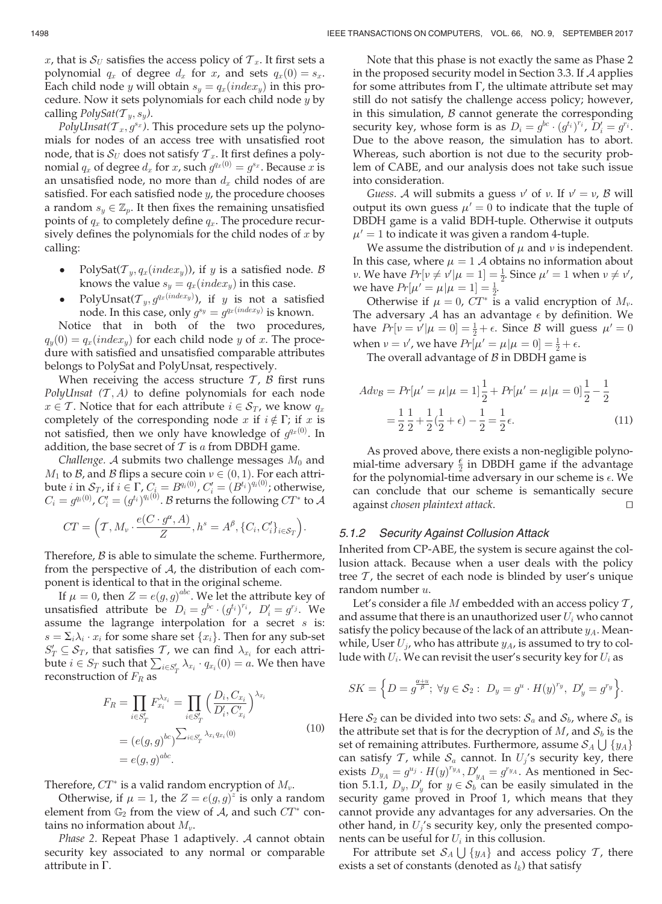$x$, that is $\mathcal{S}_U$ satisfies the access policy of $\mathcal{T}_x$. It first sets a polynomial $q_x$ of degree $d_x$ for $x$, and sets $q_x(0) = s_x$. Each child node $y$ will obtain $s_y = q_x(index_y)$ in this procedure. Now it sets polynomials for each child node $y$ by calling *PolySat*($\mathcal{T}_y, s_y$).

*PolyUnsat*($\mathcal{T}_x, g^{s_x}$). This procedure sets up the polynomials for nodes of an access tree with unsatisfied root node, that is $\mathcal{S}_U$ does not satisfy $\mathcal{T}_x$. It first defines a polynomial $q_x$ of degree $d_x$ for $x$, such $g^{q_x(0)} = g^{s_x}$. Because $x$ is an unsatisfied node, no more than $d_x$ child nodes of are satisfied. For each satisfied node $y$, the procedure chooses a random $s_y \in \mathbb{Z}_p$. It then fixes the remaining unsatisfied points of $q_x$ to completely define $q_x$. The procedure recursively defines the polynomials for the child nodes of $x$ by calling:

- PolySat($\mathcal{T}_y, q_x(index_y)$), if $y$ is a satisfied node. $\mathcal{B}$ knows the value $s_y = q_x(index_y)$ in this case.
- PolyUnsat($\mathcal{T}_y, g^{q_x(index_y)}$), if $y$ is not a satisfied node. In this case, only $g^{s_y} = g^{q_x(index_y)}$ is known.

Notice that in both of the two procedures, $q_y(0) = q_x(index_y)$ for each child node $y$ of $x$. The procedure with satisfied and unsatisfied comparable attributes belongs to PolySat and PolyUnsat, respectively.

When receiving the access structure $\mathcal{T}$, $\mathcal{B}$ first runs *PolyUnsat* ($\mathcal{T}, A$) to define polynomials for each node $x \in \mathcal{T}$. Notice that for each attribute $i \in \mathcal{S}_T$, we know $q_x$ completely of the corresponding node $x$ if $i \notin \Gamma$; if $x$ is not satisfied, then we only have knowledge of $g^{q_x(0)}$. In addition, the base secret of $\mathcal{T}$ is $a$ from DBDH game.

*Challenge.* $\mathcal{A}$ submits two challenge messages $M_0$ and $M_1$ to $\mathcal{B}$, and $\mathcal{B}$ flips a secure coin $\nu \in (0, 1)$. For each attribute $i$ in $\mathcal{S}_T$, if $i \in \Gamma$, $C_i = B^{q_i(0)}$, $C_i' = (B^{t_i})^{q_i(0)}$; otherwise, $C_i = g^{q_i(0)}$, $C_i' = (g^{t_i})^{q_i(0)}$. $\mathcal{B}$ returns the following $CT^*$ to $\mathcal{A}$

$$CT = \Big(\mathcal{T}, M_\nu \cdot \frac{e(C \cdot g^{\alpha}, A)}{Z}, h^s = A^{\beta}, \{C_i, C_i'\}_{i \in \mathcal{S}_T}\Big).$$

Therefore, $\mathcal{B}$ is able to simulate the scheme. Furthermore, from the perspective of $\mathcal{A}$, the distribution of each component is identical to that in the original scheme.

If $\mu = 0$, then $Z = e(g, g)^{abc}$. We let the attribute key of unsatisfied attribute be $D_i = g^{bc} \cdot (g^{t_i})^{r_i}$, $D_i' = g^{r_j}$. We assume the lagrange interpolation for a secret $s$ is: $s = \Sigma_i \lambda_i \cdot x_i$ for some share set $\{x_i\}$. Then for any sub-set $S_T' \subseteq \mathcal{S}_T$, that satisfies $\mathcal{T}$, we can find $\lambda_{x_i}$ for each attribute $i \in S_T$ such that $\sum_{i \in S_T'} \lambda_{x_i} \cdot q_{x_i}(0) = a$. We then have reconstruction of $F_R$ as

$$\begin{aligned} F_R &= \prod_{i \in S_T'} F_{x_i}^{\lambda_{x_i}} = \prod_{i \in S_T'} \Big(\frac{D_i, C_{x_i}}{D_i', C_{x_i}'}\Big)^{\lambda_{x_i}} \\ &= (e(g,g)^{bc})^{\sum_{i \in S_T'} \lambda_{x_i} q_{x_i}(0)} \\ &= e(g,g)^{abc}. \end{aligned} \tag{10}$$

Therefore, $CT^*$ is a valid random encryption of $M_\nu$.

Otherwise, if $\mu = 1$, the $Z = e(g, g)^z$ is only a random element from $\mathbb{G}_2$ from the view of $\mathcal{A}$, and such $CT^*$ contains no information about $M_\nu$.

*Phase 2.* Repeat Phase 1 adaptively. $\mathcal{A}$ cannot obtain security key associated to any normal or comparable attribute in $\Gamma$.

Note that this phase is not exactly the same as Phase 2 in the proposed security model in Section 3.3. If $\mathcal{A}$ applies for some attributes from $\Gamma$, the ultimate attribute set may still do not satisfy the challenge access policy; however, in this simulation, $\mathcal{B}$ cannot generate the corresponding security key, whose form is as $D_i = g^{bc} \cdot (g^{t_i})^{r_i}$, $D_i' = g^{r_i}$. Due to the above reason, the simulation has to abort. Whereas, such abortion is not due to the security problem of CABE, and our analysis does not take such issue into consideration.

*Guess.* $\mathcal{A}$ will submits a guess $\nu'$ of $\nu$. If $\nu' = \nu$, $\mathcal{B}$ will output its own guess $\mu' = 0$ to indicate that the tuple of DBDH game is a valid BDH-tuple. Otherwise it outputs $\mu' = 1$ to indicate it was given a random 4-tuple.

We assume the distribution of $\mu$ and $\nu$ is independent. In this case, where $\mu = 1$ $\mathcal{A}$ obtains no information about $\nu$. We have $Pr[\nu \neq \nu' | \mu = 1] = \frac{1}{2}$. Since $\mu' = 1$ when $\nu \neq \nu'$, we have $Pr[\mu' = \mu | \mu = 1] = \frac{1}{2}$.

Otherwise if $\mu = 0$, $CT^*$ is a valid encryption of $M_\nu$. The adversary $\mathcal{A}$ has an advantage $\epsilon$ by definition. We have $Pr[\nu = \nu' | \mu = 0] = \frac{1}{2} + \epsilon$. Since $\mathcal{B}$ will guess $\mu' = 0$ when $\nu = \nu'$, we have $Pr[\mu' = \mu | \mu = 0] = \frac{1}{2} + \epsilon$.

The overall advantage of $\mathcal{B}$ in DBDH game is

$$\begin{aligned} Adv_{\mathcal{B}} &= Pr[\mu' = \mu | \mu = 1]\frac{1}{2} + Pr[\mu' = \mu | \mu = 0]\frac{1}{2} - \frac{1}{2} \\ &= \frac{1}{2}\frac{1}{2} + \frac{1}{2}(\frac{1}{2} + \epsilon) - \frac{1}{2} = \frac{1}{2}\epsilon. \end{aligned} \tag{11}$$

As proved above, there exists a non-negligible polynomial-time adversary $\frac{\epsilon}{2}$ in DBDH game if the advantage for the polynomial-time adversary in our scheme is $\epsilon$. We can conclude that our scheme is semantically secure against *chosen plaintext attack*. $\square$

### 5.1.2 Security Against Collusion Attack

Inherited from CP-ABE, the system is secure against the collusion attack. Because when a user deals with the policy tree $\mathcal{T}$, the secret of each node is blinded by user's unique random number $u$.

Let's consider a file $M$ embedded with an access policy $\mathcal{T}$, and assume that there is an unauthorized user $U_i$ who cannot satisfy the policy because of the lack of an attribute $y_A$. Meanwhile, User $U_j$, who has attribute $y_A$, is assumed to try to collude with $U_i$. We can revisit the user's security key for $U_i$ as

$$SK = \Big\{D = g^{\frac{\alpha + u}{\beta}};\ \forall y \in \mathcal{S}_2:\ D_y = g^u \cdot H(y)^{r_y},\ D_y' = g^{r_y}\Big\}.$$

Here $\mathcal{S}_2$ can be divided into two sets: $\mathcal{S}_a$ and $\mathcal{S}_b$, where $\mathcal{S}_a$ is the attribute set that is for the decryption of $M$, and $\mathcal{S}_b$ is the set of remaining attributes. Furthermore, assume $\mathcal{S}_A \bigcup \{y_A\}$ can satisfy $\mathcal{T}$, while $\mathcal{S}_a$ cannot. In $U_j$'s security key, there exists $D_{y_A} = g^{u_j} \cdot H(y)^{r_{y_A}}, D_{y_A}' = g^{r_{y_A}}$. As mentioned in Section 5.1.1, $D_y, D_y'$ for $y \in \mathcal{S}_b$ can be easily simulated in the security game proved in Proof 1, which means that they cannot provide any advantages for any adversaries. On the other hand, in $U_j$'s security key, only the presented components can be useful for $U_i$ in this collusion.

For attribute set $\mathcal{S}_A \bigcup \{y_A\}$ and access policy $\mathcal{T}$, there exists a set of constants (denoted as $l_k$) that satisfy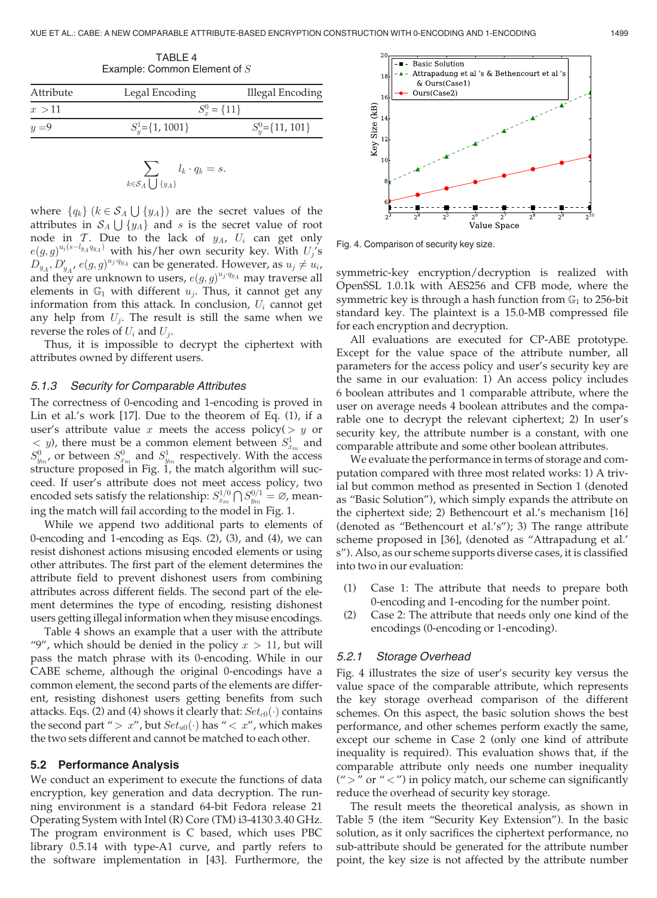TABLE 4
Example: Common Element of $S$

| Attribute | Legal Encoding | Illegal Encoding |
|---|---|---|
| $x > 11$ | $S_x^0 = \{11\}$ | |
| $y = 9$ | $S_y^1 = \{1, 1001\}$ | $S_y^0 = \{11, 101\}$ |

$$\sum_{k \in \mathcal{S}_A \bigcup \{y_A\}} l_k \cdot q_k = s.$$

where $\{q_k\}$ $(k \in \mathcal{S}_A \bigcup \{y_A\})$ are the secret values of the attributes in $\mathcal{S}_A \bigcup \{y_A\}$ and $s$ is the secret value of root node in $\mathcal{T}$. Due to the lack of $y_A$, $U_i$ can get only $e(g,g)^{u_i(s - l_{y_A} q_{y_A})}$ with his/her own security key. With $U_j$'s $D_{y_A}$, $D'_{y_A}$, $e(g,g)^{u_j \cdot q_{y_A}}$ can be generated. However, as $u_j \neq u_i$, and they are unknown to users, $e(g,g)^{u_j \cdot q_{y_A}}$ may traverse all elements in $\mathbb{G}_1$ with different $u_j$. Thus, it cannot get any information from this attack. In conclusion, $U_i$ cannot get any help from $U_j$. The result is still the same when we reverse the roles of $U_i$ and $U_j$.

Thus, it is impossible to decrypt the ciphertext with attributes owned by different users.

### 5.1.3 Security for Comparable Attributes

The correctness of 0-encoding and 1-encoding is proved in Lin et al.'s work [17]. Due to the theorem of Eq. (1), if a user's attribute value $x$ meets the access policy($> y$ or $< y$), there must be a common element between $S^1_{x_m}$ and $S^0_{y_m}$, or between $S^0_{x_m}$ and $S^1_{y_m}$ respectively. With the access structure proposed in Fig. 1, the match algorithm will succeed. If user's attribute does not meet access policy, two encoded sets satisfy the relationship: $S^{1/0}_{x_m} \bigcap S^{0/1}_{y_m} = \emptyset$, meaning the match will fail according to the model in Fig. 1.

While we append two additional parts to elements of 0-encoding and 1-encoding as Eqs. (2), (3), and (4), we can resist dishonest actions misusing encoded elements or using other attributes. The first part of the element determines the attribute field to prevent dishonest users from combining attributes across different fields. The second part of the element determines the type of encoding, resisting dishonest users getting illegal information when they misuse encodings.

Table 4 shows an example that a user with the attribute "9", which should be denied in the policy $x > 11$, but will pass the match phrase with its 0-encoding. While in our CABE scheme, although the original 0-encodings have a common element, the second parts of the elements are different, resisting dishonest users getting benefits from such attacks. Eqs. (2) and (4) shows it clearly that: $Set_{c0}(\cdot)$ contains the second part "$> x$", but $Set_{u0}(\cdot)$ has "$< x$", which makes the two sets different and cannot be matched to each other.

## 5.2 Performance Analysis

We conduct an experiment to execute the functions of data encryption, key generation and data decryption. The running environment is a standard 64-bit Fedora release 21 Operating System with Intel (R) Core (TM) i3-4130 3.40 GHz. The program environment is C based, which uses PBC library 0.5.14 with type-A1 curve, and partly refers to the software implementation in [43]. Furthermore, the symmetric-key encryption/decryption is realized with OpenSSL 1.0.1k with AES256 and CFB mode, where the symmetric key is through a hash function from $\mathbb{G}_1$ to 256-bit standard key. The plaintext is a 15.0-MB compressed file for each encryption and decryption.

Fig. 4. Comparison of security key size.

All evaluations are executed for CP-ABE prototype. Except for the value space of the attribute number, all parameters for the access policy and user's security key are the same in our evaluation: 1) An access policy includes 6 boolean attributes and 1 comparable attribute, where the user on average needs 4 boolean attributes and the comparable one to decrypt the relevant ciphertext; 2) In user's security key, the attribute number is a constant, with one comparable attribute and some other boolean attributes.

We evaluate the performance in terms of storage and computation compared with three most related works: 1) A trivial but common method as presented in Section 1 (denoted as "Basic Solution"), which simply expands the attribute on the ciphertext side; 2) Bethencourt et al.'s mechanism [16] (denoted as "Bethencourt et al.'s"); 3) The range attribute scheme proposed in [36], (denoted as "Attrapadung et al.' s"). Also, as our scheme supports diverse cases, it is classified into two in our evaluation:

(1) Case 1: The attribute that needs to prepare both 0-encoding and 1-encoding for the number point.
(2) Case 2: The attribute that needs only one kind of the encodings (0-encoding or 1-encoding).

### 5.2.1 Storage Overhead

Fig. 4 illustrates the size of user's security key versus the value space of the comparable attribute, which represents the key storage overhead comparison of the different schemes. On this aspect, the basic solution shows the best performance, and other schemes perform exactly the same, except our scheme in Case 2 (only one kind of attribute inequality is required). This evaluation shows that, if the comparable attribute only needs one number inequality ("$>$" or "$<$") in policy match, our scheme can significantly reduce the overhead of security key storage.

The result meets the theoretical analysis, as shown in Table 5 (the item "Security Key Extension"). In the basic solution, as it only sacrifices the ciphertext performance, no sub-attribute should be generated for the attribute number point, the key size is not affected by the attribute number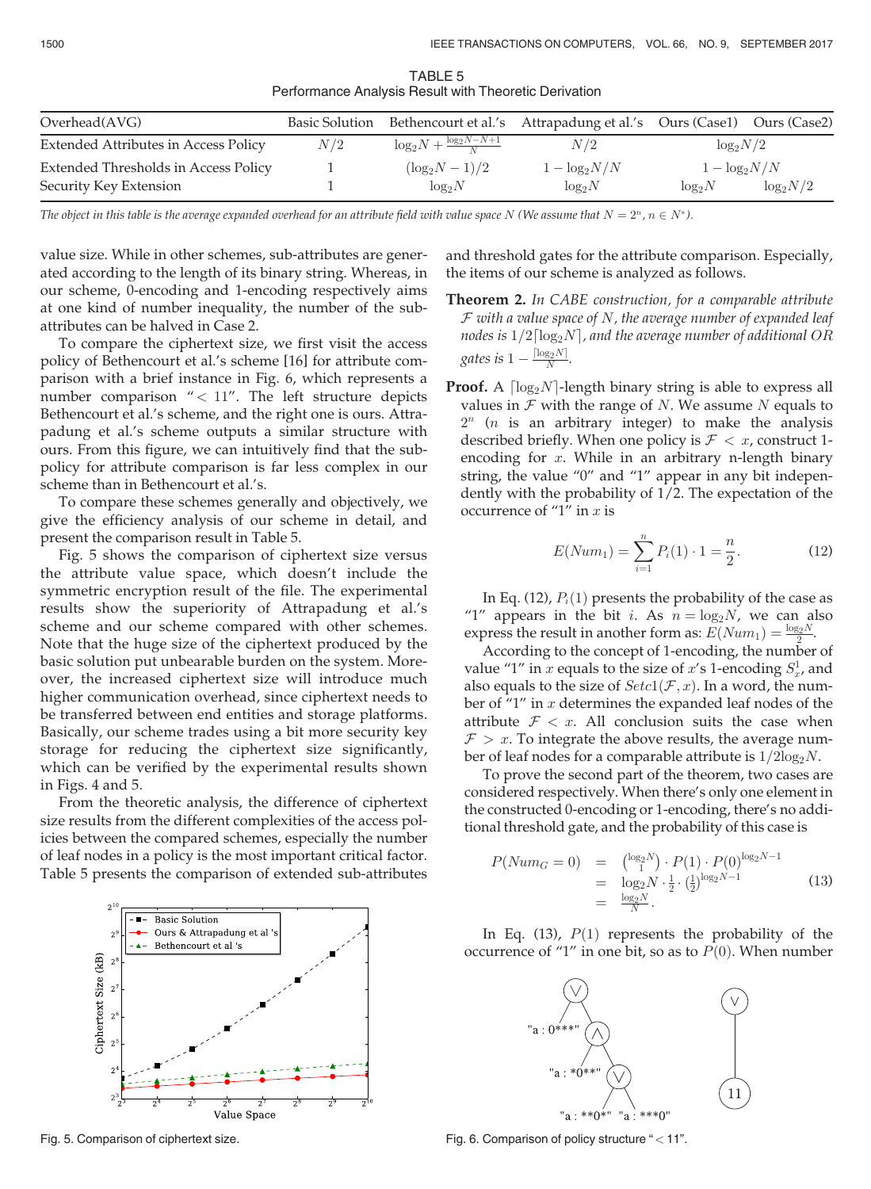TABLE 5
Performance Analysis Result with Theoretic Derivation

| Overhead(AVG) | Basic Solution | Bethencourt et al.'s | Attrapadung et al.'s | Ours (Case1) | Ours (Case2) |
|---|---|---|---|---|---|
| Extended Attributes in Access Policy | $N/2$ | $\log_2 N + \frac{\log_2 N - N + 1}{N}$ | $N/2$ | $\log_2 N/2$ | |
| Extended Thresholds in Access Policy | 1 | $(\log_2 N - 1)/2$ | $1 - \log_2 N/N$ | $1 - \log_2 N/N$ | |
| Security Key Extension | 1 | $\log_2 N$ | $\log_2 N$ | $\log_2 N$ | $\log_2 N/2$ |

*The object in this table is the average expanded overhead for an attribute field with value space N (We assume that $N = 2^n, n \in N^*$).*

value size. While in other schemes, sub-attributes are generated according to the length of its binary string. Whereas, in our scheme, 0-encoding and 1-encoding respectively aims at one kind of number inequality, the number of the sub-attributes can be halved in Case 2.

To compare the ciphertext size, we first visit the access policy of Bethencourt et al.'s scheme [16] for attribute comparison with a brief instance in Fig. 6, which represents a number comparison "< 11". The left structure depicts Bethencourt et al.'s scheme, and the right one is ours. Attrapadung et al.'s scheme outputs a similar structure with ours. From this figure, we can intuitively find that the sub-policy for attribute comparison is far less complex in our scheme than in Bethencourt et al.'s.

To compare these schemes generally and objectively, we give the efficiency analysis of our scheme in detail, and present the comparison result in Table 5.

Fig. 5 shows the comparison of ciphertext size versus the attribute value space, which doesn't include the symmetric encryption result of the file. The experimental results show the superiority of Attrapadung et al.'s scheme and our scheme compared with other schemes. Note that the huge size of the ciphertext produced by the basic solution put unbearable burden on the system. Moreover, the increased ciphertext size will introduce much higher communication overhead, since ciphertext needs to be transferred between end entities and storage platforms. Basically, our scheme trades using a bit more security key storage for reducing the ciphertext size significantly, which can be verified by the experimental results shown in Figs. 4 and 5.

From the theoretic analysis, the difference of ciphertext size results from the different complexities of the access policies between the compared schemes, especially the number of leaf nodes in a policy is the most important critical factor. Table 5 presents the comparison of extended sub-attributes and threshold gates for the attribute comparison. Especially, the items of our scheme is analyzed as follows.

Fig. 5. Comparison of ciphertext size.

**Theorem 2.** *In CABE construction, for a comparable attribute $\mathcal{F}$ with a value space of $N$, the average number of expanded leaf nodes is $1/2\lceil\log_2 N\rceil$, and the average number of additional OR gates is $1 - \frac{\lceil\log_2 N\rceil}{N}$.*

**Proof.** A $\lceil\log_2 N\rceil$-length binary string is able to express all values in $\mathcal{F}$ with the range of $N$. We assume $N$ equals to $2^n$ ($n$ is an arbitrary integer) to make the analysis described briefly. When one policy is $\mathcal{F} < x$, construct 1-encoding for $x$. While in an arbitrary n-length binary string, the value "0" and "1" appear in any bit independently with the probability of 1/2. The expectation of the occurrence of "1" in $x$ is

$$E(Num_1) = \sum_{i=1}^{n} P_i(1) \cdot 1 = \frac{n}{2}. \tag{12}$$

In Eq. (12), $P_i(1)$ presents the probability of the case as "1" appears in the bit $i$. As $n = \log_2 N$, we can also express the result in another form as: $E(Num_1) = \frac{\log_2 N}{2}$.

According to the concept of 1-encoding, the number of value "1" in $x$ equals to the size of $x$'s 1-encoding $S_x^1$, and also equals to the size of $Setc1(\mathcal{F}, x)$. In a word, the number of "1" in $x$ determines the expanded leaf nodes of the attribute $\mathcal{F} < x$. All conclusion suits the case when $\mathcal{F} > x$. To integrate the above results, the average number of leaf nodes for a comparable attribute is $1/2\log_2 N$.

To prove the second part of the theorem, two cases are considered respectively. When there's only one element in the constructed 0-encoding or 1-encoding, there's no additional threshold gate, and the probability of this case is

$$\begin{aligned} P(Num_G = 0) &= \binom{\log_2 N}{1} \cdot P(1) \cdot P(0)^{\log_2 N - 1} \\ &= \log_2 N \cdot \tfrac{1}{2} \cdot \left(\tfrac{1}{2}\right)^{\log_2 N - 1} \\ &= \tfrac{\log_2 N}{N}. \end{aligned} \tag{13}$$

In Eq. (13), $P(1)$ represents the probability of the occurrence of "1" in one bit, so as to $P(0)$. When number

Fig. 6. Comparison of policy structure "< 11".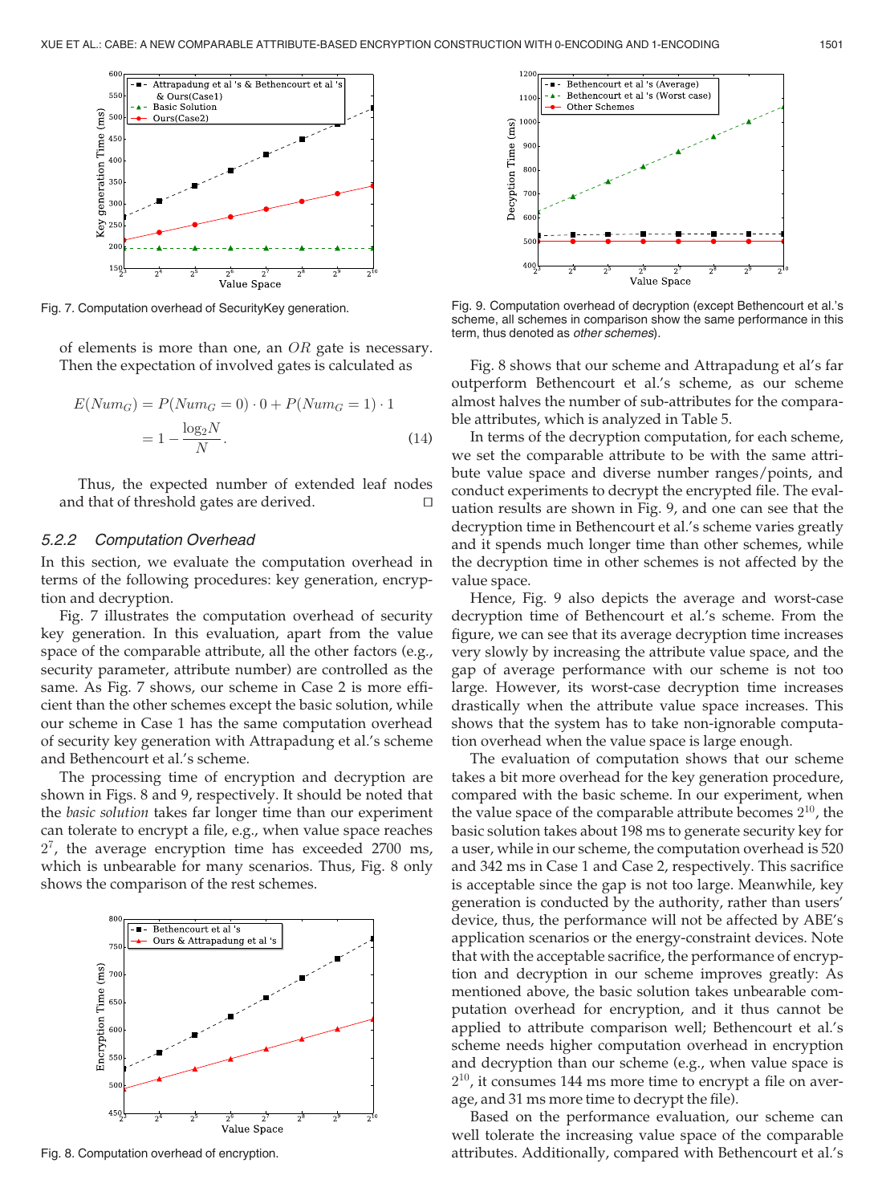Fig. 7. Computation overhead of SecurityKey generation.

of elements is more than one, an $OR$ gate is necessary. Then the expectation of involved gates is calculated as

$$
\begin{aligned}
E(Num_G) &= P(Num_G = 0) \cdot 0 + P(Num_G = 1) \cdot 1 \\
&= 1 - \frac{\log_2 N}{N}.
\end{aligned} \tag{14}
$$

Thus, the expected number of extended leaf nodes and that of threshold gates are derived. □

### 5.2.2 Computation Overhead

In this section, we evaluate the computation overhead in terms of the following procedures: key generation, encryption and decryption.

Fig. 7 illustrates the computation overhead of security key generation. In this evaluation, apart from the value space of the comparable attribute, all the other factors (e.g., security parameter, attribute number) are controlled as the same. As Fig. 7 shows, our scheme in Case 2 is more efficient than the other schemes except the basic solution, while our scheme in Case 1 has the same computation overhead of security key generation with Attrapadung et al.'s scheme and Bethencourt et al.'s scheme.

The processing time of encryption and decryption are shown in Figs. 8 and 9, respectively. It should be noted that the *basic solution* takes far longer time than our experiment can tolerate to encrypt a file, e.g., when value space reaches $2^7$, the average encryption time has exceeded 2700 ms, which is unbearable for many scenarios. Thus, Fig. 8 only shows the comparison of the rest schemes.

Fig. 8. Computation overhead of encryption.

Fig. 9. Computation overhead of decryption (except Bethencourt et al.'s scheme, all schemes in comparison show the same performance in this term, thus denoted as *other schemes*).

Fig. 8 shows that our scheme and Attrapadung et al's far outperform Bethencourt et al.'s scheme, as our scheme almost halves the number of sub-attributes for the comparable attributes, which is analyzed in Table 5.

In terms of the decryption computation, for each scheme, we set the comparable attribute to be with the same attribute value space and diverse number ranges/points, and conduct experiments to decrypt the encrypted file. The evaluation results are shown in Fig. 9, and one can see that the decryption time in Bethencourt et al.'s scheme varies greatly and it spends much longer time than other schemes, while the decryption time in other schemes is not affected by the value space.

Hence, Fig. 9 also depicts the average and worst-case decryption time of Bethencourt et al.'s scheme. From the figure, we can see that its average decryption time increases very slowly by increasing the attribute value space, and the gap of average performance with our scheme is not too large. However, its worst-case decryption time increases drastically when the attribute value space increases. This shows that the system has to take non-ignorable computation overhead when the value space is large enough.

The evaluation of computation shows that our scheme takes a bit more overhead for the key generation procedure, compared with the basic scheme. In our experiment, when the value space of the comparable attribute becomes $2^{10}$, the basic solution takes about 198 ms to generate security key for a user, while in our scheme, the computation overhead is 520 and 342 ms in Case 1 and Case 2, respectively. This sacrifice is acceptable since the gap is not too large. Meanwhile, key generation is conducted by the authority, rather than users' device, thus, the performance will not be affected by ABE's application scenarios or the energy-constraint devices. Note that with the acceptable sacrifice, the performance of encryption and decryption in our scheme improves greatly: As mentioned above, the basic solution takes unbearable computation overhead for encryption, and it thus cannot be applied to attribute comparison well; Bethencourt et al.'s scheme needs higher computation overhead in encryption and decryption than our scheme (e.g., when value space is $2^{10}$, it consumes 144 ms more time to encrypt a file on average, and 31 ms more time to decrypt the file).

Based on the performance evaluation, our scheme can well tolerate the increasing value space of the comparable attributes. Additionally, compared with Bethencourt et al.'s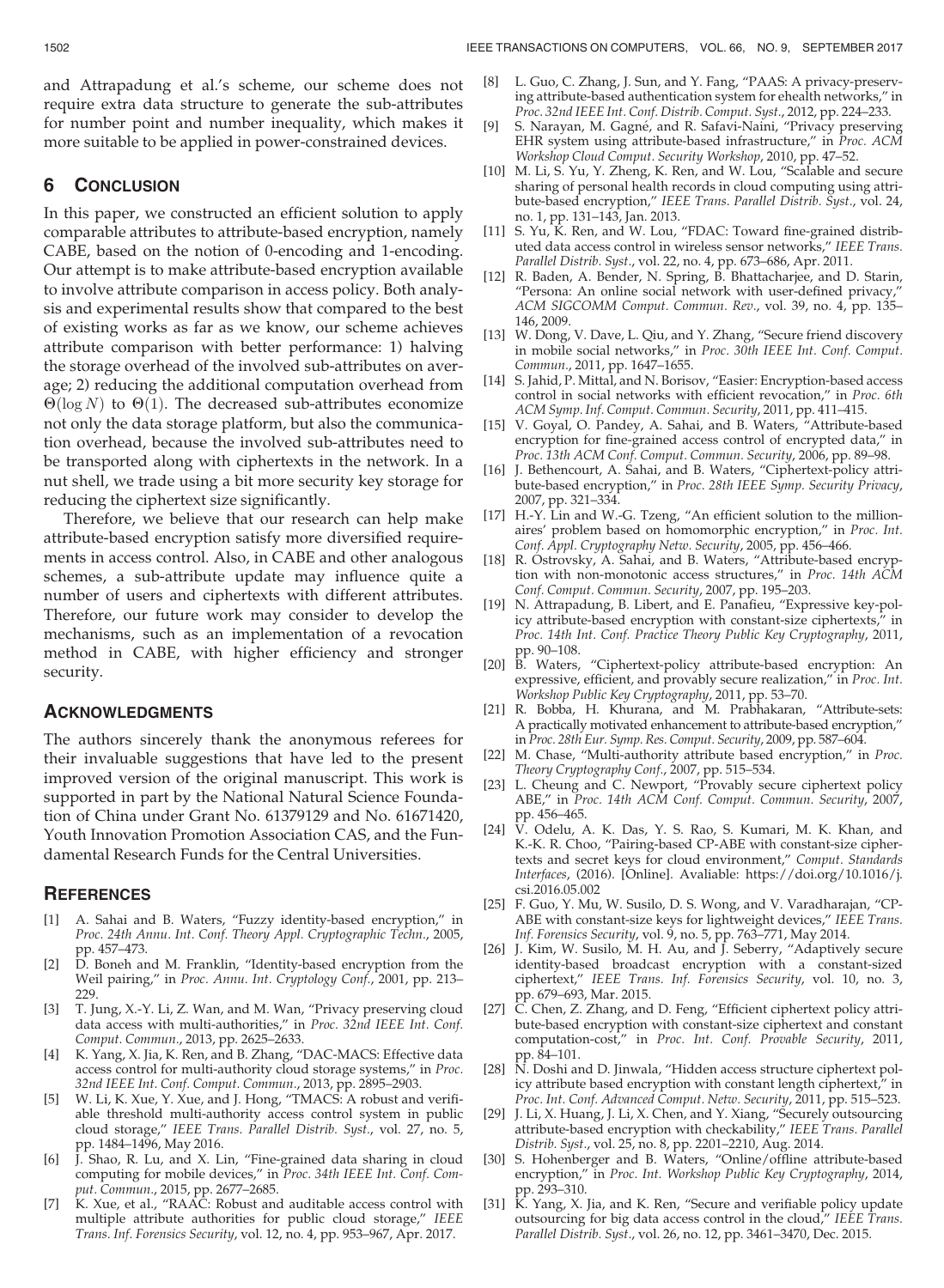and Attrapadung et al.'s scheme, our scheme does not require extra data structure to generate the sub-attributes for number point and number inequality, which makes it more suitable to be applied in power-constrained devices.

## 6 Conclusion

In this paper, we constructed an efficient solution to apply comparable attributes to attribute-based encryption, namely CABE, based on the notion of 0-encoding and 1-encoding. Our attempt is to make attribute-based encryption available to involve attribute comparison in access policy. Both analysis and experimental results show that compared to the best of existing works as far as we know, our scheme achieves attribute comparison with better performance: 1) halving the storage overhead of the involved sub-attributes on average; 2) reducing the additional computation overhead from $\Theta(\log N)$ to $\Theta(1)$. The decreased sub-attributes economize not only the data storage platform, but also the communication overhead, because the involved sub-attributes need to be transported along with ciphertexts in the network. In a nut shell, we trade using a bit more security key storage for reducing the ciphertext size significantly.

Therefore, we believe that our research can help make attribute-based encryption satisfy more diversified requirements in access control. Also, in CABE and other analogous schemes, a sub-attribute update may influence quite a number of users and ciphertexts with different attributes. Therefore, our future work may consider to develop the mechanisms, such as an implementation of a revocation method in CABE, with higher efficiency and stronger security.

## Acknowledgments

The authors sincerely thank the anonymous referees for their invaluable suggestions that have led to the present improved version of the original manuscript. This work is supported in part by the National Natural Science Foundation of China under Grant No. 61379129 and No. 61671420, Youth Innovation Promotion Association CAS, and the Fundamental Research Funds for the Central Universities.

## References

[1] A. Sahai and B. Waters, "Fuzzy identity-based encryption," in *Proc. 24th Annu. Int. Conf. Theory Appl. Cryptographic Techn.*, 2005, pp. 457–473.

[2] D. Boneh and M. Franklin, "Identity-based encryption from the Weil pairing," in *Proc. Annu. Int. Cryptology Conf.*, 2001, pp. 213–229.

[3] T. Jung, X.-Y. Li, Z. Wan, and M. Wan, "Privacy preserving cloud data access with multi-authorities," in *Proc. 32nd IEEE Int. Conf. Comput. Commun.*, 2013, pp. 2625–2633.

[4] K. Yang, X. Jia, K. Ren, and B. Zhang, "DAC-MACS: Effective data access control for multi-authority cloud storage systems," in *Proc. 32nd IEEE Int. Conf. Comput. Commun.*, 2013, pp. 2895–2903.

[5] W. Li, K. Xue, Y. Xue, and J. Hong, "TMACS: A robust and verifiable threshold multi-authority access control system in public cloud storage," *IEEE Trans. Parallel Distrib. Syst.*, vol. 27, no. 5, pp. 1484–1496, May 2016.

[6] J. Shao, R. Lu, and X. Lin, "Fine-grained data sharing in cloud computing for mobile devices," in *Proc. 34th IEEE Int. Conf. Comput. Commun.*, 2015, pp. 2677–2685.

[7] K. Xue, et al., "RAAC: Robust and auditable access control with multiple attribute authorities for public cloud storage," *IEEE Trans. Inf. Forensics Security*, vol. 12, no. 4, pp. 953–967, Apr. 2017.

[8] L. Guo, C. Zhang, J. Sun, and Y. Fang, "PAAS: A privacy-preserving attribute-based authentication system for ehealth networks," in *Proc. 32nd IEEE Int. Conf. Distrib. Comput. Syst.*, 2012, pp. 224–233.

[9] S. Narayan, M. Gagné, and R. Safavi-Naini, "Privacy preserving EHR system using attribute-based infrastructure," in *Proc. ACM Workshop Cloud Comput. Security Workshop*, 2010, pp. 47–52.

[10] M. Li, S. Yu, Y. Zheng, K. Ren, and W. Lou, "Scalable and secure sharing of personal health records in cloud computing using attribute-based encryption," *IEEE Trans. Parallel Distrib. Syst.*, vol. 24, no. 1, pp. 131–143, Jan. 2013.

[11] S. Yu, K. Ren, and W. Lou, "FDAC: Toward fine-grained distributed data access control in wireless sensor networks," *IEEE Trans. Parallel Distrib. Syst.*, vol. 22, no. 4, pp. 673–686, Apr. 2011.

[12] R. Baden, A. Bender, N. Spring, B. Bhattacharjee, and D. Starin, "Persona: An online social network with user-defined privacy," *ACM SIGCOMM Comput. Commun. Rev.*, vol. 39, no. 4, pp. 135–146, 2009.

[13] W. Dong, V. Dave, L. Qiu, and Y. Zhang, "Secure friend discovery in mobile social networks," in *Proc. 30th IEEE Int. Conf. Comput. Commun.*, 2011, pp. 1647–1655.

[14] S. Jahid, P. Mittal, and N. Borisov, "Easier: Encryption-based access control in social networks with efficient revocation," in *Proc. 6th ACM Symp. Inf. Comput. Commun. Security*, 2011, pp. 411–415.

[15] V. Goyal, O. Pandey, A. Sahai, and B. Waters, "Attribute-based encryption for fine-grained access control of encrypted data," in *Proc. 13th ACM Conf. Comput. Commun. Security*, 2006, pp. 89–98.

[16] J. Bethencourt, A. Sahai, and B. Waters, "Ciphertext-policy attribute-based encryption," in *Proc. 28th IEEE Symp. Security Privacy*, 2007, pp. 321–334.

[17] H.-Y. Lin and W.-G. Tzeng, "An efficient solution to the millionaires' problem based on homomorphic encryption," in *Proc. Int. Conf. Appl. Cryptography Netw. Security*, 2005, pp. 456–466.

[18] R. Ostrovsky, A. Sahai, and B. Waters, "Attribute-based encryption with non-monotonic access structures," in *Proc. 14th ACM Conf. Comput. Commun. Security*, 2007, pp. 195–203.

[19] N. Attrapadung, B. Libert, and E. Panafieu, "Expressive key-policy attribute-based encryption with constant-size ciphertexts," in *Proc. 14th Int. Conf. Practice Theory Public Key Cryptography*, 2011, pp. 90–108.

[20] B. Waters, "Ciphertext-policy attribute-based encryption: An expressive, efficient, and provably secure realization," in *Proc. Int. Workshop Public Key Cryptography*, 2011, pp. 53–70.

[21] R. Bobba, H. Khurana, and M. Prabhakaran, "Attribute-sets: A practically motivated enhancement to attribute-based encryption," in *Proc. 28th Eur. Symp. Res. Comput. Security*, 2009, pp. 587–604.

[22] M. Chase, "Multi-authority attribute based encryption," in *Proc. Theory Cryptography Conf.*, 2007, pp. 515–534.

[23] L. Cheung and C. Newport, "Provably secure ciphertext policy ABE," in *Proc. 14th ACM Conf. Comput. Commun. Security*, 2007, pp. 456–465.

[24] V. Odelu, A. K. Das, Y. S. Rao, S. Kumari, M. K. Khan, and K.-K. R. Choo, "Pairing-based CP-ABE with constant-size ciphertexts and secret keys for cloud environment," *Comput. Standards Interfaces*, (2016). [Online]. Avaliable: https://doi.org/10.1016/j.csi.2016.05.002

[25] F. Guo, Y. Mu, W. Susilo, D. S. Wong, and V. Varadharajan, "CP-ABE with constant-size keys for lightweight devices," *IEEE Trans. Inf. Forensics Security*, vol. 9, no. 5, pp. 763–771, May 2014.

[26] J. Kim, W. Susilo, M. H. Au, and J. Seberry, "Adaptively secure identity-based broadcast encryption with a constant-sized ciphertext," *IEEE Trans. Inf. Forensics Security*, vol. 10, no. 3, pp. 679–693, Mar. 2015.

[27] C. Chen, Z. Zhang, and D. Feng, "Efficient ciphertext policy attribute-based encryption with constant-size ciphertext and constant computation-cost," in *Proc. Int. Conf. Provable Security*, 2011, pp. 84–101.

[28] N. Doshi and D. Jinwala, "Hidden access structure ciphertext policy attribute based encryption with constant length ciphertext," in *Proc. Int. Conf. Advanced Comput. Netw. Security*, 2011, pp. 515–523.

[29] J. Li, X. Huang, J. Li, X. Chen, and Y. Xiang, "Securely outsourcing attribute-based encryption with checkability," *IEEE Trans. Parallel Distrib. Syst.*, vol. 25, no. 8, pp. 2201–2210, Aug. 2014.

[30] S. Hohenberger and B. Waters, "Online/offline attribute-based encryption," in *Proc. Int. Workshop Public Key Cryptography*, 2014, pp. 293–310.

[31] K. Yang, X. Jia, and K. Ren, "Secure and verifiable policy update outsourcing for big data access control in the cloud," *IEEE Trans. Parallel Distrib. Syst.*, vol. 26, no. 12, pp. 3461–3470, Dec. 2015.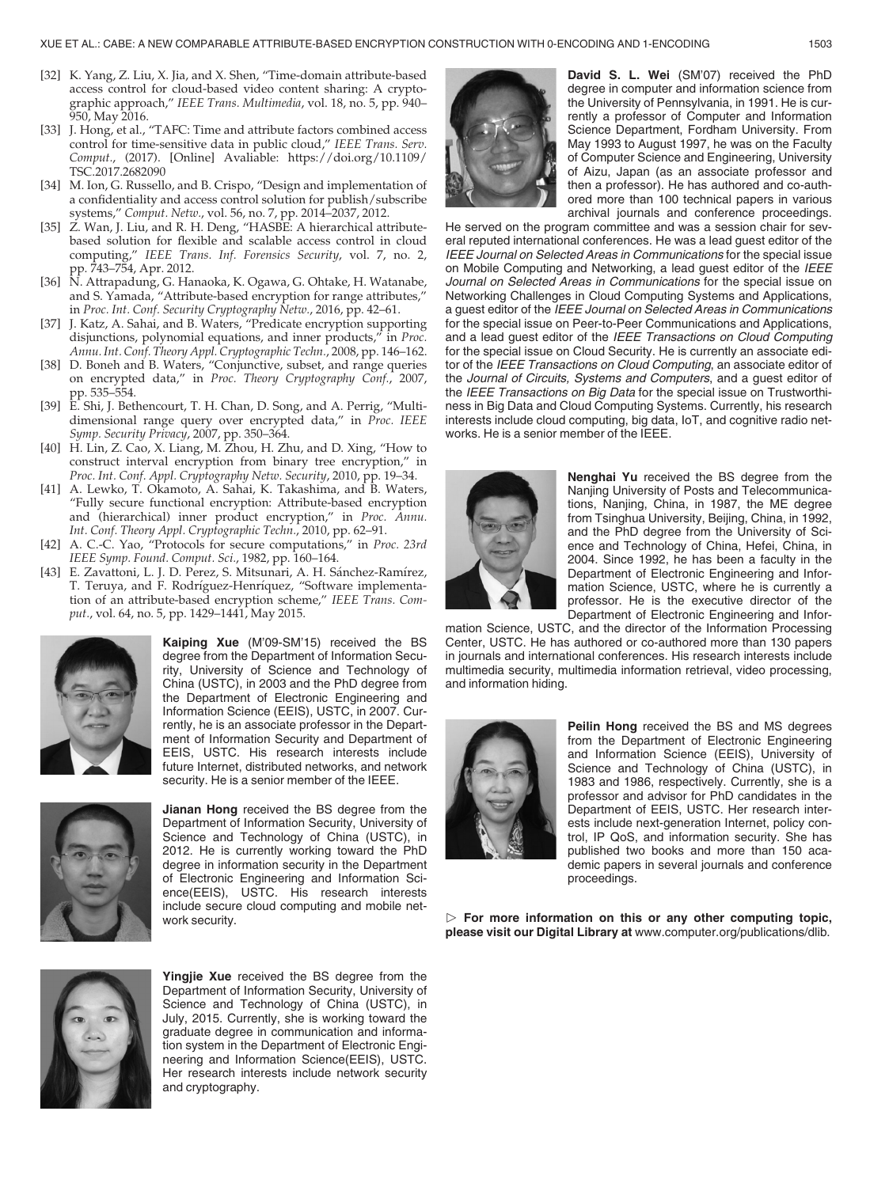[32] K. Yang, Z. Liu, X. Jia, and X. Shen, "Time-domain attribute-based access control for cloud-based video content sharing: A cryptographic approach," *IEEE Trans. Multimedia*, vol. 18, no. 5, pp. 940–950, May 2016.

[33] J. Hong, et al., "TAFC: Time and attribute factors combined access control for time-sensitive data in public cloud," *IEEE Trans. Serv. Comput.*, (2017). [Online] Avaliable: https://doi.org/10.1109/TSC.2017.2682090

[34] M. Ion, G. Russello, and B. Crispo, "Design and implementation of a confidentiality and access control solution for publish/subscribe systems," *Comput. Netw.*, vol. 56, no. 7, pp. 2014–2037, 2012.

[35] Z. Wan, J. Liu, and R. H. Deng, "HASBE: A hierarchical attribute-based solution for flexible and scalable access control in cloud computing," *IEEE Trans. Inf. Forensics Security*, vol. 7, no. 2, pp. 743–754, Apr. 2012.

[36] N. Attrapadung, G. Hanaoka, K. Ogawa, G. Ohtake, H. Watanabe, and S. Yamada, "Attribute-based encryption for range attributes," in *Proc. Int. Conf. Security Cryptography Netw.*, 2016, pp. 42–61.

[37] J. Katz, A. Sahai, and B. Waters, "Predicate encryption supporting disjunctions, polynomial equations, and inner products," in *Proc. Annu. Int. Conf. Theory Appl. Cryptographic Techn.*, 2008, pp. 146–162.

[38] D. Boneh and B. Waters, "Conjunctive, subset, and range queries on encrypted data," in *Proc. Theory Cryptography Conf.*, 2007, pp. 535–554.

[39] E. Shi, J. Bethencourt, T. H. Chan, D. Song, and A. Perrig, "Multi-dimensional range query over encrypted data," in *Proc. IEEE Symp. Security Privacy*, 2007, pp. 350–364.

[40] H. Lin, Z. Cao, X. Liang, M. Zhou, H. Zhu, and D. Xing, "How to construct interval encryption from binary tree encryption," in *Proc. Int. Conf. Appl. Cryptography Netw. Security*, 2010, pp. 19–34.

[41] A. Lewko, T. Okamoto, A. Sahai, K. Takashima, and B. Waters, "Fully secure functional encryption: Attribute-based encryption and (hierarchical) inner product encryption," in *Proc. Annu. Int. Conf. Theory Appl. Cryptographic Techn.*, 2010, pp. 62–91.

[42] A. C.-C. Yao, "Protocols for secure computations," in *Proc. 23rd IEEE Symp. Found. Comput. Sci.*, 1982, pp. 160–164.

[43] E. Zavattoni, L. J. D. Perez, S. Mitsunari, A. H. Sánchez-Ramírez, T. Teruya, and F. Rodríguez-Henríquez, "Software implementation of an attribute-based encryption scheme," *IEEE Trans. Comput.*, vol. 64, no. 5, pp. 1429–1441, May 2015.

**Kaiping Xue** (M'09-SM'15) received the BS degree from the Department of Information Security, University of Science and Technology of China (USTC), in 2003 and the PhD degree from the Department of Electronic Engineering and Information Science (EEIS), USTC, in 2007. Currently, he is an associate professor in the Department of Information Security and Department of EEIS, USTC. His research interests include future Internet, distributed networks, and network security. He is a senior member of the IEEE.

**Jianan Hong** received the BS degree from the Department of Information Security, University of Science and Technology of China (USTC), in 2012. He is currently working toward the PhD degree in information security in the Department of Electronic Engineering and Information Science(EEIS), USTC. His research interests include secure cloud computing and mobile network security.

**Yingjie Xue** received the BS degree from the Department of Information Security, University of Science and Technology of China (USTC), in July, 2015. Currently, she is working toward the graduate degree in communication and information system in the Department of Electronic Engineering and Information Science(EEIS), USTC. Her research interests include network security and cryptography.

**David S. L. Wei** (SM'07) received the PhD degree in computer and information science from the University of Pennsylvania, in 1991. He is currently a professor of Computer and Information Science Department, Fordham University. From May 1993 to August 1997, he was on the Faculty of Computer Science and Engineering, University of Aizu, Japan (as an associate professor and then a professor). He has authored and co-authored more than 100 technical papers in various archival journals and conference proceedings. He served on the program committee and was a session chair for several reputed international conferences. He was a lead guest editor of the *IEEE Journal on Selected Areas in Communications* for the special issue on Mobile Computing and Networking, a lead guest editor of the *IEEE Journal on Selected Areas in Communications* for the special issue on Networking Challenges in Cloud Computing Systems and Applications, a guest editor of the *IEEE Journal on Selected Areas in Communications* for the special issue on Peer-to-Peer Communications and Applications, and a lead guest editor of the *IEEE Transactions on Cloud Computing* for the special issue on Cloud Security. He is currently an associate editor of the *IEEE Transactions on Cloud Computing*, an associate editor of the *Journal of Circuits, Systems and Computers*, and a guest editor of the *IEEE Transactions on Big Data* for the special issue on Trustworthiness in Big Data and Cloud Computing Systems. Currently, his research interests include cloud computing, big data, IoT, and cognitive radio networks. He is a senior member of the IEEE.

**Nenghai Yu** received the BS degree from the Nanjing University of Posts and Telecommunications, Nanjing, China, in 1987, the ME degree from Tsinghua University, Beijing, China, in 1992, and the PhD degree from the University of Science and Technology of China, Hefei, China, in 2004. Since 1992, he has been a faculty in the Department of Electronic Engineering and Information Science, USTC, where he is currently a professor. He is the executive director of the Department of Electronic Engineering and Information Science, USTC, and the director of the Information Processing Center, USTC. He has authored or co-authored more than 130 papers in journals and international conferences. His research interests include multimedia security, multimedia information retrieval, video processing, and information hiding.

**Peilin Hong** received the BS and MS degrees from the Department of Electronic Engineering and Information Science (EEIS), University of Science and Technology of China (USTC), in 1983 and 1986, respectively. Currently, she is a professor and advisor for PhD candidates in the Department of EEIS, USTC. Her research interests include next-generation Internet, policy control, IP QoS, and information security. She has published two books and more than 150 academic papers in several journals and conference proceedings.

▷ **For more information on this or any other computing topic, please visit our Digital Library at** www.computer.org/publications/dlib.